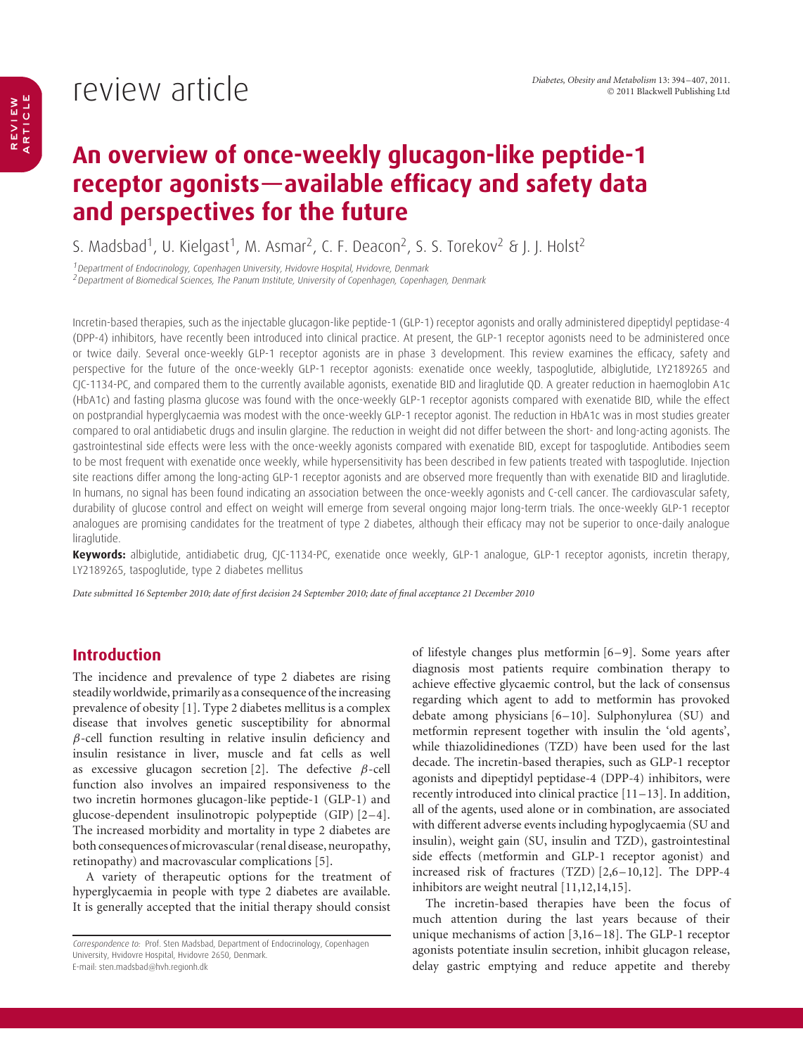review article

# An overview of once-weekly glucagon-like peptide-1 receptor agonists—available efficacy and safety data and perspectives for the future

S. Madsbad[1], U. Kielgast[1], M. Asmar[2], C. F. Deacon[2], S. S. Torekov[2] & J. J. Holst[2]

[1] Department of Endocrinology, Copenhagen University, Hvidovre Hospital, Hvidovre, Denmark
[2] Department of Biomedical Sciences, The Panum Institute, University of Copenhagen, Copenhagen, Denmark

Incretin-based therapies, such as the injectable glucagon-like peptide-1 (GLP-1) receptor agonists and orally administered dipeptidyl peptidase-4 (DPP-4) inhibitors, have recently been introduced into clinical practice. At present, the GLP-1 receptor agonists need to be administered once or twice daily. Several once-weekly GLP-1 receptor agonists are in phase 3 development. This review examines the efficacy, safety and perspective for the future of the once-weekly GLP-1 receptor agonists: exenatide once weekly, taspoglutide, albiglutide, LY2189265 and CJC-1134-PC, and compared them to the currently available agonists, exenatide BID and liraglutide QD. A greater reduction in haemoglobin A1c (HbA1c) and fasting plasma glucose was found with the once-weekly GLP-1 receptor agonists compared with exenatide BID, while the effect on postprandial hyperglycaemia was modest with the once-weekly GLP-1 receptor agonist. The reduction in HbA1c was in most studies greater compared to oral antidiabetic drugs and insulin glargine. The reduction in weight did not differ between the short- and long-acting agonists. The gastrointestinal side effects were less with the once-weekly agonists compared with exenatide BID, except for taspoglutide. Antibodies seem to be most frequent with exenatide once weekly, while hypersensitivity has been described in few patients treated with taspoglutide. Injection site reactions differ among the long-acting GLP-1 receptor agonists and are observed more frequently than with exenatide BID and liraglutide. In humans, no signal has been found indicating an association between the once-weekly agonists and C-cell cancer. The cardiovascular safety, durability of glucose control and effect on weight will emerge from several ongoing major long-term trials. The once-weekly GLP-1 receptor analogues are promising candidates for the treatment of type 2 diabetes, although their efficacy may not be superior to once-daily analogue liraglutide.

**Keywords:** albiglutide, antidiabetic drug, CJC-1134-PC, exenatide once weekly, GLP-1 analogue, GLP-1 receptor agonists, incretin therapy, LY2189265, taspoglutide, type 2 diabetes mellitus

*Date submitted 16 September 2010; date of first decision 24 September 2010; date of final acceptance 21 December 2010*

## Introduction

The incidence and prevalence of type 2 diabetes are rising steadily worldwide, primarily as a consequence of the increasing prevalence of obesity [1]. Type 2 diabetes mellitus is a complex disease that involves genetic susceptibility for abnormal $\beta$-cell function resulting in relative insulin deficiency and insulin resistance in liver, muscle and fat cells as well as excessive glucagon secretion [2]. The defective $\beta$-cell function also involves an impaired responsiveness to the two incretin hormones glucagon-like peptide-1 (GLP-1) and glucose-dependent insulinotropic polypeptide (GIP) [2–4]. The increased morbidity and mortality in type 2 diabetes are both consequences of microvascular (renal disease, neuropathy, retinopathy) and macrovascular complications [5].

A variety of therapeutic options for the treatment of hyperglycaemia in people with type 2 diabetes are available. It is generally accepted that the initial therapy should consist of lifestyle changes plus metformin [6–9]. Some years after diagnosis most patients require combination therapy to achieve effective glycaemic control, but the lack of consensus regarding which agent to add to metformin has provoked debate among physicians [6–10]. Sulphonylurea (SU) and metformin represent together with insulin the 'old agents', while thiazolidinediones (TZD) have been used for the last decade. The incretin-based therapies, such as GLP-1 receptor agonists and dipeptidyl peptidase-4 (DPP-4) inhibitors, were recently introduced into clinical practice [11–13]. In addition, all of the agents, used alone or in combination, are associated with different adverse events including hypoglycaemia (SU and insulin), weight gain (SU, insulin and TZD), gastrointestinal side effects (metformin and GLP-1 receptor agonist) and increased risk of fractures (TZD) [2,6–10,12]. The DPP-4 inhibitors are weight neutral [11,12,14,15].

The incretin-based therapies have been the focus of much attention during the last years because of their unique mechanisms of action [3,16–18]. The GLP-1 receptor agonists potentiate insulin secretion, inhibit glucagon release, delay gastric emptying and reduce appetite and thereby

*Correspondence to:* Prof. Sten Madsbad, Department of Endocrinology, Copenhagen University, Hvidovre Hospital, Hvidovre 2650, Denmark.
E-mail: sten.madsbad@hvh.regionh.dk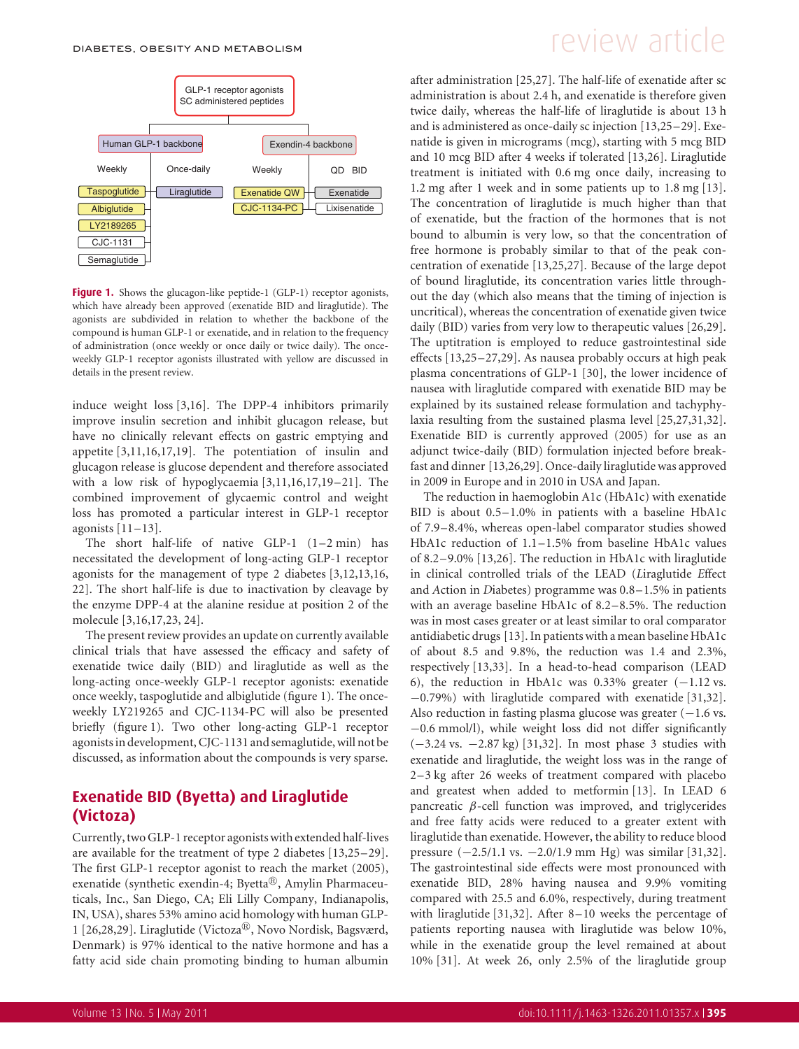GLP-1 receptor agonists SC administered peptides

| Human GLP-1 backbone | | Exendin-4 backbone | |
|---|---|---|---|
| Weekly | Once-daily | Weekly | QD BID |
| Taspoglutide | Liraglutide | Exenatide QW | Exenatide |
| Albiglutide | | CJC-1134-PC | Lixisenatide |
| LY2189265 | | | |
| CJC-1131 | | | |
| Semaglutide | | | |

**Figure 1.** Shows the glucagon-like peptide-1 (GLP-1) receptor agonists, which have already been approved (exenatide BID and liraglutide). The agonists are subdivided in relation to whether the backbone of the compound is human GLP-1 or exenatide, and in relation to the frequency of administration (once weekly or once daily or twice daily). The once-weekly GLP-1 receptor agonists illustrated with yellow are discussed in details in the present review.

induce weight loss [3,16]. The DPP-4 inhibitors primarily improve insulin secretion and inhibit glucagon release, but have no clinically relevant effects on gastric emptying and appetite [3,11,16,17,19]. The potentiation of insulin and glucagon release is glucose dependent and therefore associated with a low risk of hypoglycaemia [3,11,16,17,19–21]. The combined improvement of glycaemic control and weight loss has promoted a particular interest in GLP-1 receptor agonists [11–13].

The short half-life of native GLP-1 (1–2 min) has necessitated the development of long-acting GLP-1 receptor agonists for the management of type 2 diabetes [3,12,13,16, 22]. The short half-life is due to inactivation by cleavage by the enzyme DPP-4 at the alanine residue at position 2 of the molecule [3,16,17,23, 24].

The present review provides an update on currently available clinical trials that have assessed the efficacy and safety of exenatide twice daily (BID) and liraglutide as well as the long-acting once-weekly GLP-1 receptor agonists: exenatide once weekly, taspoglutide and albiglutide (figure 1). The once-weekly LY219265 and CJC-1134-PC will also be presented briefly (figure 1). Two other long-acting GLP-1 receptor agonists in development, CJC-1131 and semaglutide, will not be discussed, as information about the compounds is very sparse.

## Exenatide BID (Byetta) and Liraglutide (Victoza)

Currently, two GLP-1 receptor agonists with extended half-lives are available for the treatment of type 2 diabetes [13,25–29]. The first GLP-1 receptor agonist to reach the market (2005), exenatide (synthetic exendin-4; Byetta®, Amylin Pharmaceuticals, Inc., San Diego, CA; Eli Lilly Company, Indianapolis, IN, USA), shares 53% amino acid homology with human GLP-1 [26,28,29]. Liraglutide (Victoza®, Novo Nordisk, Bagsværd, Denmark) is 97% identical to the native hormone and has a fatty acid side chain promoting binding to human albumin after administration [25,27]. The half-life of exenatide after sc administration is about 2.4 h, and exenatide is therefore given twice daily, whereas the half-life of liraglutide is about 13 h and is administered as once-daily sc injection [13,25–29]. Exenatide is given in micrograms (mcg), starting with 5 mcg BID and 10 mcg BID after 4 weeks if tolerated [13,26]. Liraglutide treatment is initiated with 0.6 mg once daily, increasing to 1.2 mg after 1 week and in some patients up to 1.8 mg [13]. The concentration of liraglutide is much higher than that of exenatide, but the fraction of the hormones that is not bound to albumin is very low, so that the concentration of free hormone is probably similar to that of the peak concentration of exenatide [13,25,27]. Because of the large depot of bound liraglutide, its concentration varies little throughout the day (which also means that the timing of injection is uncritical), whereas the concentration of exenatide given twice daily (BID) varies from very low to therapeutic values [26,29]. The uptitration is employed to reduce gastrointestinal side effects [13,25–27,29]. As nausea probably occurs at high peak plasma concentrations of GLP-1 [30], the lower incidence of nausea with liraglutide compared with exenatide BID may be explained by its sustained release formulation and tachyphylaxia resulting from the sustained plasma level [25,27,31,32]. Exenatide BID is currently approved (2005) for use as an adjunct twice-daily (BID) formulation injected before breakfast and dinner [13,26,29]. Once-daily liraglutide was approved in 2009 in Europe and in 2010 in USA and Japan.

The reduction in haemoglobin A1c (HbA1c) with exenatide BID is about 0.5–1.0% in patients with a baseline HbA1c of 7.9–8.4%, whereas open-label comparator studies showed HbA1c reduction of 1.1–1.5% from baseline HbA1c values of 8.2–9.0% [13,26]. The reduction in HbA1c with liraglutide in clinical controlled trials of the LEAD (*L*iraglutide *E*ffect and *A*ction in *D*iabetes) programme was 0.8–1.5% in patients with an average baseline HbA1c of 8.2–8.5%. The reduction was in most cases greater or at least similar to oral comparator antidiabetic drugs [13]. In patients with a mean baseline HbA1c of about 8.5 and 9.8%, the reduction was 1.4 and 2.3%, respectively [13,33]. In a head-to-head comparison (LEAD 6), the reduction in HbA1c was 0.33% greater (−1.12 vs. −0.79%) with liraglutide compared with exenatide [31,32]. Also reduction in fasting plasma glucose was greater (−1.6 vs. −0.6 mmol/l), while weight loss did not differ significantly (−3.24 vs. −2.87 kg) [31,32]. In most phase 3 studies with exenatide and liraglutide, the weight loss was in the range of 2–3 kg after 26 weeks of treatment compared with placebo and greatest when added to metformin [13]. In LEAD 6 pancreatic $\beta$-cell function was improved, and triglycerides and free fatty acids were reduced to a greater extent with liraglutide than exenatide. However, the ability to reduce blood pressure (−2.5/1.1 vs. −2.0/1.9 mm Hg) was similar [31,32]. The gastrointestinal side effects were most pronounced with exenatide BID, 28% having nausea and 9.9% vomiting compared with 25.5 and 6.0%, respectively, during treatment with liraglutide [31,32]. After 8–10 weeks the percentage of patients reporting nausea with liraglutide was below 10%, while in the exenatide group the level remained at about 10% [31]. At week 26, only 2.5% of the liraglutide group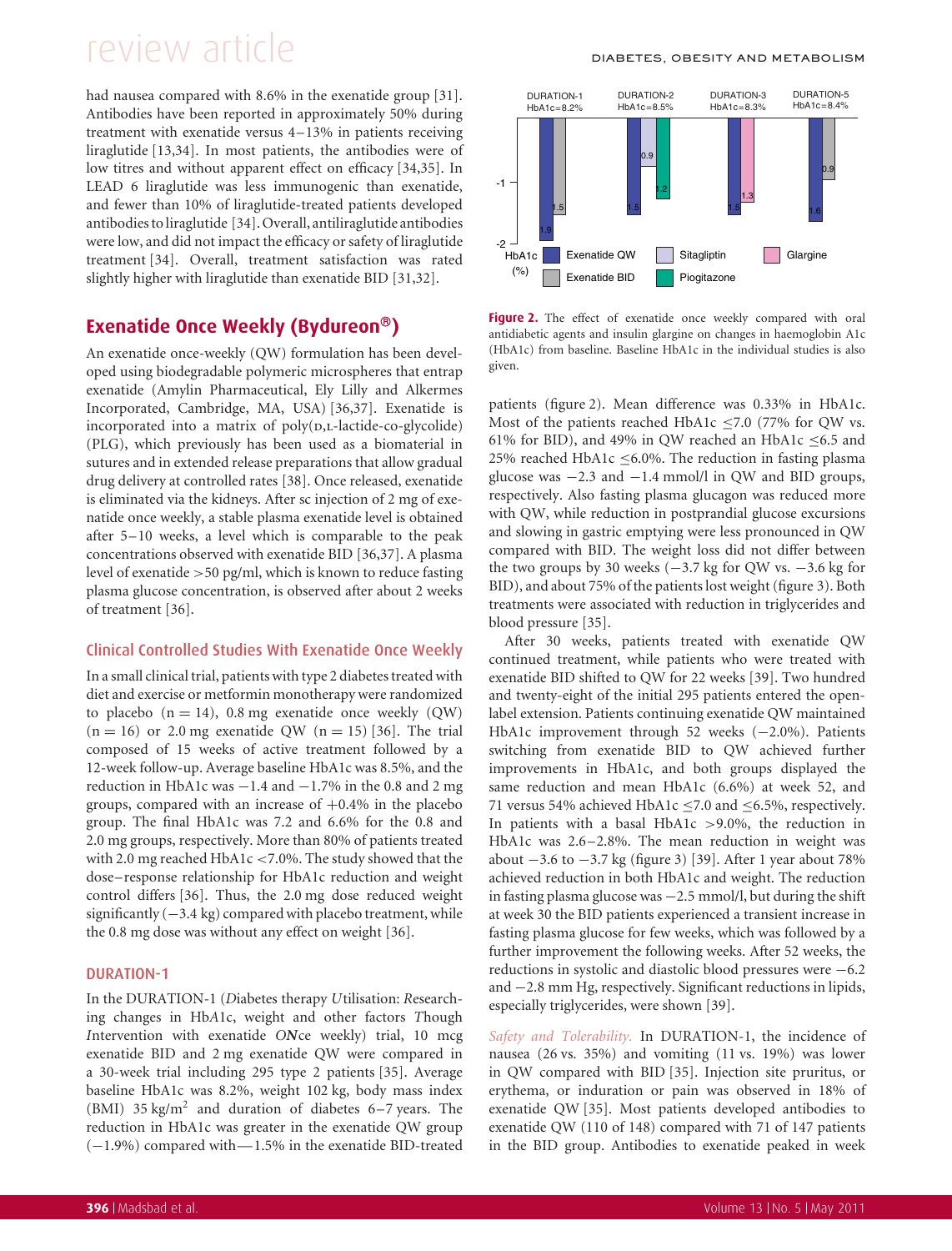had nausea compared with 8.6% in the exenatide group [31]. Antibodies have been reported in approximately 50% during treatment with exenatide versus 4–13% in patients receiving liraglutide [13,34]. In most patients, the antibodies were of low titres and without apparent effect on efficacy [34,35]. In LEAD 6 liraglutide was less immunogenic than exenatide, and fewer than 10% of liraglutide-treated patients developed antibodies to liraglutide [34]. Overall, antiliraglutide antibodies were low, and did not impact the efficacy or safety of liraglutide treatment [34]. Overall, treatment satisfaction was rated slightly higher with liraglutide than exenatide BID [31,32].

## Exenatide Once Weekly (Bydureon®)

An exenatide once-weekly (QW) formulation has been developed using biodegradable polymeric microspheres that entrap exenatide (Amylin Pharmaceutical, Ely Lilly and Alkermes Incorporated, Cambridge, MA, USA) [36,37]. Exenatide is incorporated into a matrix of poly(D,L-lactide-co-glycolide) (PLG), which previously has been used as a biomaterial in sutures and in extended release preparations that allow gradual drug delivery at controlled rates [38]. Once released, exenatide is eliminated via the kidneys. After sc injection of 2 mg of exenatide once weekly, a stable plasma exenatide level is obtained after 5–10 weeks, a level which is comparable to the peak concentrations observed with exenatide BID [36,37]. A plasma level of exenatide >50 pg/ml, which is known to reduce fasting plasma glucose concentration, is observed after about 2 weeks of treatment [36].

### Clinical Controlled Studies With Exenatide Once Weekly

In a small clinical trial, patients with type 2 diabetes treated with diet and exercise or metformin monotherapy were randomized to placebo (n = 14), 0.8 mg exenatide once weekly (QW) (n = 16) or 2.0 mg exenatide QW (n = 15) [36]. The trial composed of 15 weeks of active treatment followed by a 12-week follow-up. Average baseline HbA1c was 8.5%, and the reduction in HbA1c was −1.4 and −1.7% in the 0.8 and 2 mg groups, compared with an increase of +0.4% in the placebo group. The final HbA1c was 7.2 and 6.6% for the 0.8 and 2.0 mg groups, respectively. More than 80% of patients treated with 2.0 mg reached HbA1c <7.0%. The study showed that the dose–response relationship for HbA1c reduction and weight control differs [36]. Thus, the 2.0 mg dose reduced weight significantly (−3.4 kg) compared with placebo treatment, while the 0.8 mg dose was without any effect on weight [36].

### DURATION-1

In the DURATION-1 (*D*iabetes therapy *U*tilisation: *R*esearching changes in Hb*A*1c, weight and other factors *T*hough *I*ntervention with exenatide *ON*ce weekly) trial, 10 mcg exenatide BID and 2 mg exenatide QW were compared in a 30-week trial including 295 type 2 patients [35]. Average baseline HbA1c was 8.2%, weight 102 kg, body mass index (BMI) 35 kg/m$^2$ and duration of diabetes 6–7 years. The reduction in HbA1c was greater in the exenatide QW group (−1.9%) compared with—1.5% in the exenatide BID-treated patients (figure 2). Mean difference was 0.33% in HbA1c. Most of the patients reached HbA1c ≤7.0 (77% for QW vs. 61% for BID), and 49% in QW reached an HbA1c ≤6.5 and 25% reached HbA1c ≤6.0%. The reduction in fasting plasma glucose was −2.3 and −1.4 mmol/l in QW and BID groups, respectively. Also fasting plasma glucagon was reduced more with QW, while reduction in postprandial glucose excursions and slowing in gastric emptying were less pronounced in QW compared with BID. The weight loss did not differ between the two groups by 30 weeks (−3.7 kg for QW vs. −3.6 kg for BID), and about 75% of the patients lost weight (figure 3). Both treatments were associated with reduction in triglycerides and blood pressure [35].

**Figure 2.** The effect of exenatide once weekly compared with oral antidiabetic agents and insulin glargine on changes in haemoglobin A1c (HbA1c) from baseline. Baseline HbA1c in the individual studies is also given.

After 30 weeks, patients treated with exenatide QW continued treatment, while patients who were treated with exenatide BID shifted to QW for 22 weeks [39]. Two hundred and twenty-eight of the initial 295 patients entered the open-label extension. Patients continuing exenatide QW maintained HbA1c improvement through 52 weeks (−2.0%). Patients switching from exenatide BID to QW achieved further improvements in HbA1c, and both groups displayed the same reduction and mean HbA1c (6.6%) at week 52, and 71 versus 54% achieved HbA1c ≤7.0 and ≤6.5%, respectively. In patients with a basal HbA1c >9.0%, the reduction in HbA1c was 2.6–2.8%. The mean reduction in weight was about −3.6 to −3.7 kg (figure 3) [39]. After 1 year about 78% achieved reduction in both HbA1c and weight. The reduction in fasting plasma glucose was −2.5 mmol/l, but during the shift at week 30 the BID patients experienced a transient increase in fasting plasma glucose for few weeks, which was followed by a further improvement the following weeks. After 52 weeks, the reductions in systolic and diastolic blood pressures were −6.2 and −2.8 mm Hg, respectively. Significant reductions in lipids, especially triglycerides, were shown [39].

*Safety and Tolerability.* In DURATION-1, the incidence of nausea (26 vs. 35%) and vomiting (11 vs. 19%) was lower in QW compared with BID [35]. Injection site pruritus, or erythema, or induration or pain was observed in 18% of exenatide QW [35]. Most patients developed antibodies to exenatide QW (110 of 148) compared with 71 of 147 patients in the BID group. Antibodies to exenatide peaked in week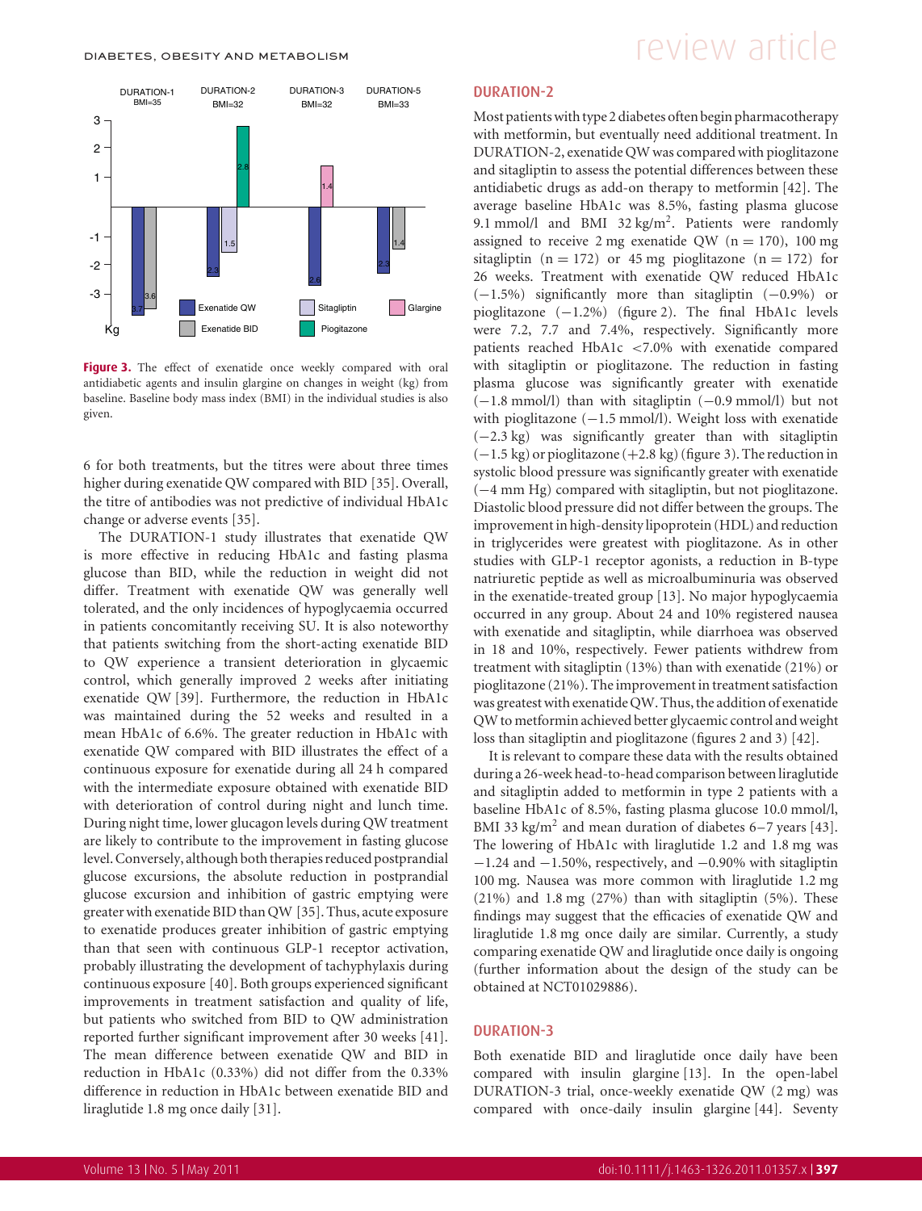Figure 3. The effect of exenatide once weekly compared with oral antidiabetic agents and insulin glargine on changes in weight (kg) from baseline. Baseline body mass index (BMI) in the individual studies is also given.

6 for both treatments, but the titres were about three times higher during exenatide QW compared with BID [35]. Overall, the titre of antibodies was not predictive of individual HbA1c change or adverse events [35].

The DURATION-1 study illustrates that exenatide QW is more effective in reducing HbA1c and fasting plasma glucose than BID, while the reduction in weight did not differ. Treatment with exenatide QW was generally well tolerated, and the only incidences of hypoglycaemia occurred in patients concomitantly receiving SU. It is also noteworthy that patients switching from the short-acting exenatide BID to QW experience a transient deterioration in glycaemic control, which generally improved 2 weeks after initiating exenatide QW [39]. Furthermore, the reduction in HbA1c was maintained during the 52 weeks and resulted in a mean HbA1c of 6.6%. The greater reduction in HbA1c with exenatide QW compared with BID illustrates the effect of a continuous exposure for exenatide during all 24 h compared with the intermediate exposure obtained with exenatide BID with deterioration of control during night and lunch time. During night time, lower glucagon levels during QW treatment are likely to contribute to the improvement in fasting glucose level. Conversely, although both therapies reduced postprandial glucose excursions, the absolute reduction in postprandial glucose excursion and inhibition of gastric emptying were greater with exenatide BID than QW [35]. Thus, acute exposure to exenatide produces greater inhibition of gastric emptying than that seen with continuous GLP-1 receptor activation, probably illustrating the development of tachyphylaxis during continuous exposure [40]. Both groups experienced significant improvements in treatment satisfaction and quality of life, but patients who switched from BID to QW administration reported further significant improvement after 30 weeks [41]. The mean difference between exenatide QW and BID in reduction in HbA1c (0.33%) did not differ from the 0.33% difference in reduction in HbA1c between exenatide BID and liraglutide 1.8 mg once daily [31].

## DURATION-2

Most patients with type 2 diabetes often begin pharmacotherapy with metformin, but eventually need additional treatment. In DURATION-2, exenatide QW was compared with pioglitazone and sitagliptin to assess the potential differences between these antidiabetic drugs as add-on therapy to metformin [42]. The average baseline HbA1c was 8.5%, fasting plasma glucose 9.1 mmol/l and BMI 32 kg/m$^2$. Patients were randomly assigned to receive 2 mg exenatide QW ($n = 170$), 100 mg sitagliptin ($n = 172$) or 45 mg pioglitazone ($n = 172$) for 26 weeks. Treatment with exenatide QW reduced HbA1c (−1.5%) significantly more than sitagliptin (−0.9%) or pioglitazone (−1.2%) (figure 2). The final HbA1c levels were 7.2, 7.7 and 7.4%, respectively. Significantly more patients reached HbA1c <7.0% with exenatide compared with sitagliptin or pioglitazone. The reduction in fasting plasma glucose was significantly greater with exenatide (−1.8 mmol/l) than with sitagliptin (−0.9 mmol/l) but not with pioglitazone (−1.5 mmol/l). Weight loss with exenatide (−2.3 kg) was significantly greater than with sitagliptin (−1.5 kg) or pioglitazone (+2.8 kg) (figure 3). The reduction in systolic blood pressure was significantly greater with exenatide (−4 mm Hg) compared with sitagliptin, but not pioglitazone. Diastolic blood pressure did not differ between the groups. The improvement in high-density lipoprotein (HDL) and reduction in triglycerides were greatest with pioglitazone. As in other studies with GLP-1 receptor agonists, a reduction in B-type natriuretic peptide as well as microalbuminuria was observed in the exenatide-treated group [13]. No major hypoglycaemia occurred in any group. About 24 and 10% registered nausea with exenatide and sitagliptin, while diarrhoea was observed in 18 and 10%, respectively. Fewer patients withdrew from treatment with sitagliptin (13%) than with exenatide (21%) or pioglitazone (21%). The improvement in treatment satisfaction was greatest with exenatide QW. Thus, the addition of exenatide QW to metformin achieved better glycaemic control and weight loss than sitagliptin and pioglitazone (figures 2 and 3) [42].

It is relevant to compare these data with the results obtained during a 26-week head-to-head comparison between liraglutide and sitagliptin added to metformin in type 2 patients with a baseline HbA1c of 8.5%, fasting plasma glucose 10.0 mmol/l, BMI 33 kg/m$^2$ and mean duration of diabetes 6–7 years [43]. The lowering of HbA1c with liraglutide 1.2 and 1.8 mg was −1.24 and −1.50%, respectively, and −0.90% with sitagliptin 100 mg. Nausea was more common with liraglutide 1.2 mg (21%) and 1.8 mg (27%) than with sitagliptin (5%). These findings may suggest that the efficacies of exenatide QW and liraglutide 1.8 mg once daily are similar. Currently, a study comparing exenatide QW and liraglutide once daily is ongoing (further information about the design of the study can be obtained at NCT01029886).

## DURATION-3

Both exenatide BID and liraglutide once daily have been compared with insulin glargine [13]. In the open-label DURATION-3 trial, once-weekly exenatide QW (2 mg) was compared with once-daily insulin glargine [44]. Seventy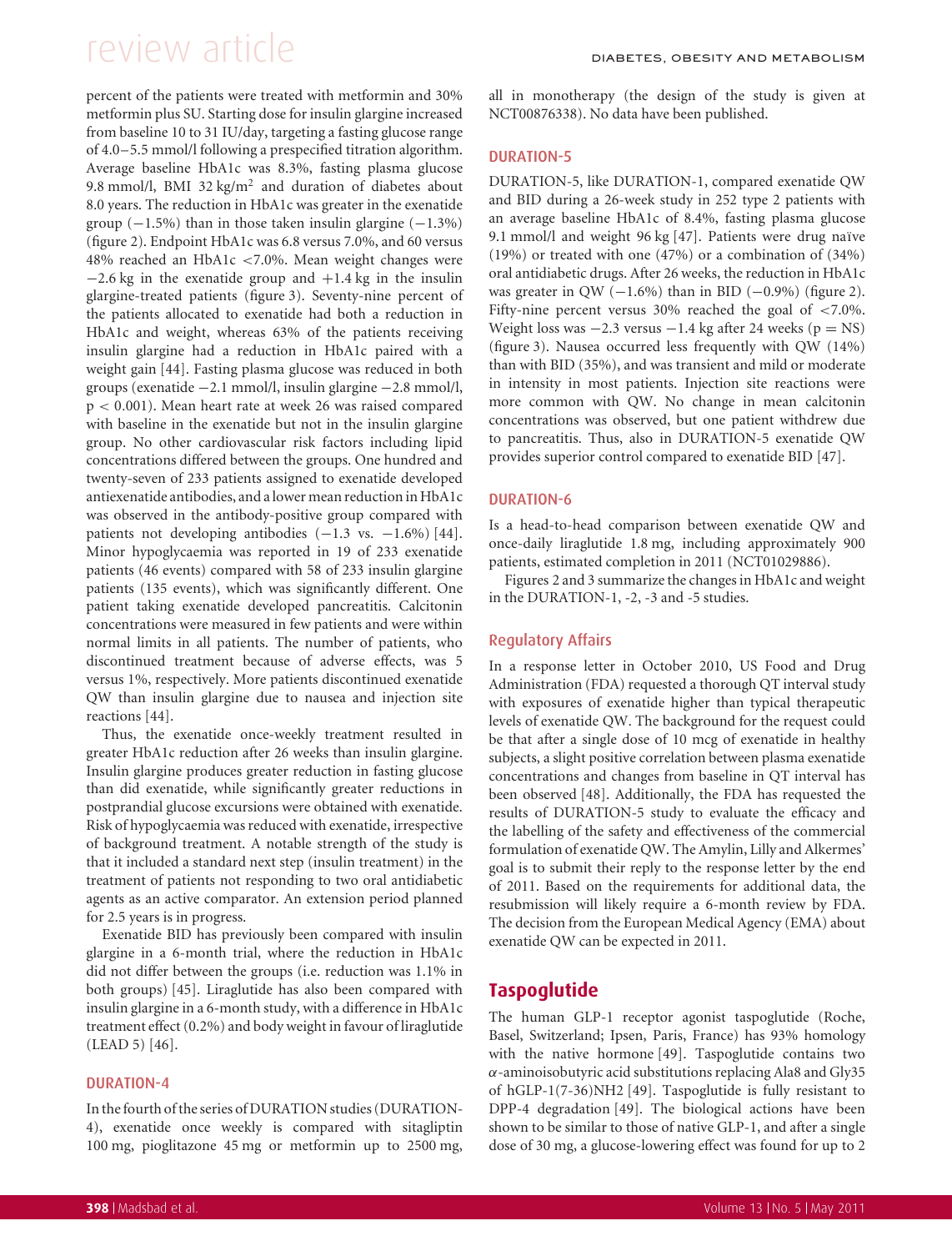percent of the patients were treated with metformin and 30% metformin plus SU. Starting dose for insulin glargine increased from baseline 10 to 31 IU/day, targeting a fasting glucose range of 4.0–5.5 mmol/l following a prespecified titration algorithm. Average baseline HbA1c was 8.3%, fasting plasma glucose 9.8 mmol/l, BMI 32 kg/m$^2$ and duration of diabetes about 8.0 years. The reduction in HbA1c was greater in the exenatide group (−1.5%) than in those taken insulin glargine (−1.3%) (figure 2). Endpoint HbA1c was 6.8 versus 7.0%, and 60 versus 48% reached an HbA1c <7.0%. Mean weight changes were −2.6 kg in the exenatide group and +1.4 kg in the insulin glargine-treated patients (figure 3). Seventy-nine percent of the patients allocated to exenatide had both a reduction in HbA1c and weight, whereas 63% of the patients receiving insulin glargine had a reduction in HbA1c paired with a weight gain [44]. Fasting plasma glucose was reduced in both groups (exenatide −2.1 mmol/l, insulin glargine −2.8 mmol/l, $p < 0.001$). Mean heart rate at week 26 was raised compared with baseline in the exenatide but not in the insulin glargine group. No other cardiovascular risk factors including lipid concentrations differed between the groups. One hundred and twenty-seven of 233 patients assigned to exenatide developed antiexenatide antibodies, and a lower mean reduction in HbA1c was observed in the antibody-positive group compared with patients not developing antibodies (−1.3 vs. −1.6%) [44]. Minor hypoglycaemia was reported in 19 of 233 exenatide patients (46 events) compared with 58 of 233 insulin glargine patients (135 events), which was significantly different. One patient taking exenatide developed pancreatitis. Calcitonin concentrations were measured in few patients and were within normal limits in all patients. The number of patients, who discontinued treatment because of adverse effects, was 5 versus 1%, respectively. More patients discontinued exenatide QW than insulin glargine due to nausea and injection site reactions [44].

Thus, the exenatide once-weekly treatment resulted in greater HbA1c reduction after 26 weeks than insulin glargine. Insulin glargine produces greater reduction in fasting glucose than did exenatide, while significantly greater reductions in postprandial glucose excursions were obtained with exenatide. Risk of hypoglycaemia was reduced with exenatide, irrespective of background treatment. A notable strength of the study is that it included a standard next step (insulin treatment) in the treatment of patients not responding to two oral antidiabetic agents as an active comparator. An extension period planned for 2.5 years is in progress.

Exenatide BID has previously been compared with insulin glargine in a 6-month trial, where the reduction in HbA1c did not differ between the groups (i.e. reduction was 1.1% in both groups) [45]. Liraglutide has also been compared with insulin glargine in a 6-month study, with a difference in HbA1c treatment effect (0.2%) and body weight in favour of liraglutide (LEAD 5) [46].

### DURATION-4

In the fourth of the series of DURATION studies (DURATION-4), exenatide once weekly is compared with sitagliptin 100 mg, pioglitazone 45 mg or metformin up to 2500 mg, all in monotherapy (the design of the study is given at NCT00876338). No data have been published.

### DURATION-5

DURATION-5, like DURATION-1, compared exenatide QW and BID during a 26-week study in 252 type 2 patients with an average baseline HbA1c of 8.4%, fasting plasma glucose 9.1 mmol/l and weight 96 kg [47]. Patients were drug naïve (19%) or treated with one (47%) or a combination of (34%) oral antidiabetic drugs. After 26 weeks, the reduction in HbA1c was greater in QW (−1.6%) than in BID (−0.9%) (figure 2). Fifty-nine percent versus 30% reached the goal of <7.0%. Weight loss was −2.3 versus −1.4 kg after 24 weeks (p = NS) (figure 3). Nausea occurred less frequently with QW (14%) than with BID (35%), and was transient and mild or moderate in intensity in most patients. Injection site reactions were more common with QW. No change in mean calcitonin concentrations was observed, but one patient withdrew due to pancreatitis. Thus, also in DURATION-5 exenatide QW provides superior control compared to exenatide BID [47].

### DURATION-6

Is a head-to-head comparison between exenatide QW and once-daily liraglutide 1.8 mg, including approximately 900 patients, estimated completion in 2011 (NCT01029886).

Figures 2 and 3 summarize the changes in HbA1c and weight in the DURATION-1, -2, -3 and -5 studies.

### Regulatory Affairs

In a response letter in October 2010, US Food and Drug Administration (FDA) requested a thorough QT interval study with exposures of exenatide higher than typical therapeutic levels of exenatide QW. The background for the request could be that after a single dose of 10 mcg of exenatide in healthy subjects, a slight positive correlation between plasma exenatide concentrations and changes from baseline in QT interval has been observed [48]. Additionally, the FDA has requested the results of DURATION-5 study to evaluate the efficacy and the labelling of the safety and effectiveness of the commercial formulation of exenatide QW. The Amylin, Lilly and Alkermes' goal is to submit their reply to the response letter by the end of 2011. Based on the requirements for additional data, the resubmission will likely require a 6-month review by FDA. The decision from the European Medical Agency (EMA) about exenatide QW can be expected in 2011.

## Taspoglutide

The human GLP-1 receptor agonist taspoglutide (Roche, Basel, Switzerland; Ipsen, Paris, France) has 93% homology with the native hormone [49]. Taspoglutide contains two $\alpha$-aminoisobutyric acid substitutions replacing Ala8 and Gly35 of hGLP-1(7-36)NH2 [49]. Taspoglutide is fully resistant to DPP-4 degradation [49]. The biological actions have been shown to be similar to those of native GLP-1, and after a single dose of 30 mg, a glucose-lowering effect was found for up to 2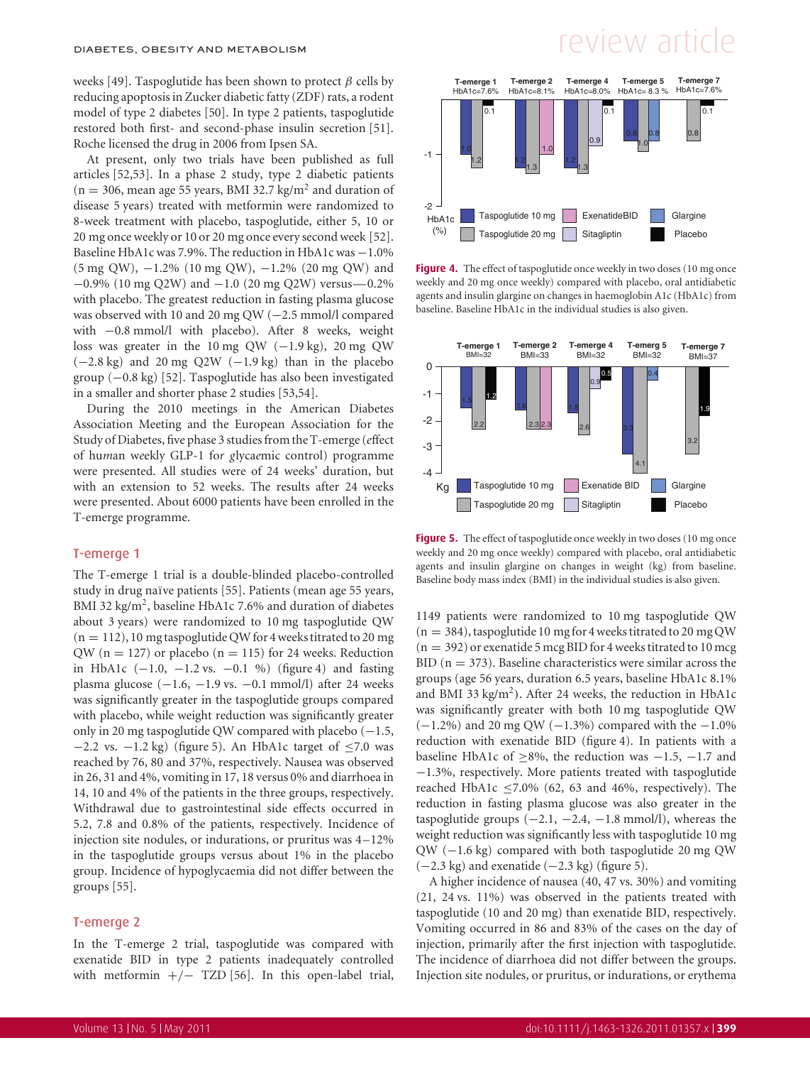weeks [49]. Taspoglutide has been shown to protect $\beta$ cells by reducing apoptosis in Zucker diabetic fatty (ZDF) rats, a rodent model of type 2 diabetes [50]. In type 2 patients, taspoglutide restored both first- and second-phase insulin secretion [51]. Roche licensed the drug in 2006 from Ipsen SA.

At present, only two trials have been published as full articles [52,53]. In a phase 2 study, type 2 diabetic patients (n = 306, mean age 55 years, BMI 32.7 kg/m$^2$ and duration of disease 5 years) treated with metformin were randomized to 8-week treatment with placebo, taspoglutide, either 5, 10 or 20 mg once weekly or 10 or 20 mg once every second week [52]. Baseline HbA1c was 7.9%. The reduction in HbA1c was −1.0% (5 mg QW), −1.2% (10 mg QW), −1.2% (20 mg QW) and −0.9% (10 mg Q2W) and −1.0 (20 mg Q2W) versus—0.2% with placebo. The greatest reduction in fasting plasma glucose was observed with 10 and 20 mg QW (−2.5 mmol/l compared with −0.8 mmol/l with placebo). After 8 weeks, weight loss was greater in the 10 mg QW (−1.9 kg), 20 mg QW (−2.8 kg) and 20 mg Q2W (−1.9 kg) than in the placebo group (−0.8 kg) [52]. Taspoglutide has also been investigated in a smaller and shorter phase 2 studies [53,54].

During the 2010 meetings in the American Diabetes Association Meeting and the European Association for the Study of Diabetes, five phase 3 studies from the T-emerge (*e*ffect of hu*m*an weekly GLP-1 for gly*c*aemic control) programme were presented. All studies were of 24 weeks' duration, but with an extension to 52 weeks. The results after 24 weeks were presented. About 6000 patients have been enrolled in the T-emerge programme.

## T-emerge 1

The T-emerge 1 trial is a double-blinded placebo-controlled study in drug naïve patients [55]. Patients (mean age 55 years, BMI 32 kg/m$^2$, baseline HbA1c 7.6% and duration of diabetes about 3 years) were randomized to 10 mg taspoglutide QW (n = 112), 10 mg taspoglutide QW for 4 weeks titrated to 20 mg QW (n = 127) or placebo (n = 115) for 24 weeks. Reduction in HbA1c (−1.0, −1.2 vs. −0.1 %) (figure 4) and fasting plasma glucose (−1.6, −1.9 vs. −0.1 mmol/l) after 24 weeks was significantly greater in the taspoglutide groups compared with placebo, while weight reduction was significantly greater only in 20 mg taspoglutide QW compared with placebo (−1.5, −2.2 vs. −1.2 kg) (figure 5). An HbA1c target of ≤7.0 was reached by 76, 80 and 37%, respectively. Nausea was observed in 26, 31 and 4%, vomiting in 17, 18 versus 0% and diarrhoea in 14, 10 and 4% of the patients in the three groups, respectively. Withdrawal due to gastrointestinal side effects occurred in 5.2, 7.8 and 0.8% of the patients, respectively. Incidence of injection site nodules, or indurations, or pruritus was 4–12% in the taspoglutide groups versus about 1% in the placebo group. Incidence of hypoglycaemia did not differ between the groups [55].

## T-emerge 2

In the T-emerge 2 trial, taspoglutide was compared with exenatide BID in type 2 patients inadequately controlled with metformin +/− TZD [56]. In this open-label trial,

**Figure 4.** The effect of taspoglutide once weekly in two doses (10 mg once weekly and 20 mg once weekly) compared with placebo, oral antidiabetic agents and insulin glargine on changes in haemoglobin A1c (HbA1c) from baseline. Baseline HbA1c in the individual studies is also given.

**Figure 5.** The effect of taspoglutide once weekly in two doses (10 mg once weekly and 20 mg once weekly) compared with placebo, oral antidiabetic agents and insulin glargine on changes in weight (kg) from baseline. Baseline body mass index (BMI) in the individual studies is also given.

1149 patients were randomized to 10 mg taspoglutide QW (n = 384), taspoglutide 10 mg for 4 weeks titrated to 20 mg QW (n = 392) or exenatide 5 mcg BID for 4 weeks titrated to 10 mcg BID (n = 373). Baseline characteristics were similar across the groups (age 56 years, duration 6.5 years, baseline HbA1c 8.1% and BMI 33 kg/m$^2$). After 24 weeks, the reduction in HbA1c was significantly greater with both 10 mg taspoglutide QW (−1.2%) and 20 mg QW (−1.3%) compared with the −1.0% reduction with exenatide BID (figure 4). In patients with a baseline HbA1c of ≥8%, the reduction was −1.5, −1.7 and −1.3%, respectively. More patients treated with taspoglutide reached HbA1c ≤7.0% (62, 63 and 46%, respectively). The reduction in fasting plasma glucose was also greater in the taspoglutide groups (−2.1, −2.4, −1.8 mmol/l), whereas the weight reduction was significantly less with taspoglutide 10 mg QW (−1.6 kg) compared with both taspoglutide 20 mg QW (−2.3 kg) and exenatide (−2.3 kg) (figure 5).

A higher incidence of nausea (40, 47 vs. 30%) and vomiting (21, 24 vs. 11%) was observed in the patients treated with taspoglutide (10 and 20 mg) than exenatide BID, respectively. Vomiting occurred in 86 and 83% of the cases on the day of injection, primarily after the first injection with taspoglutide. The incidence of diarrhoea did not differ between the groups. Injection site nodules, or pruritus, or indurations, or erythema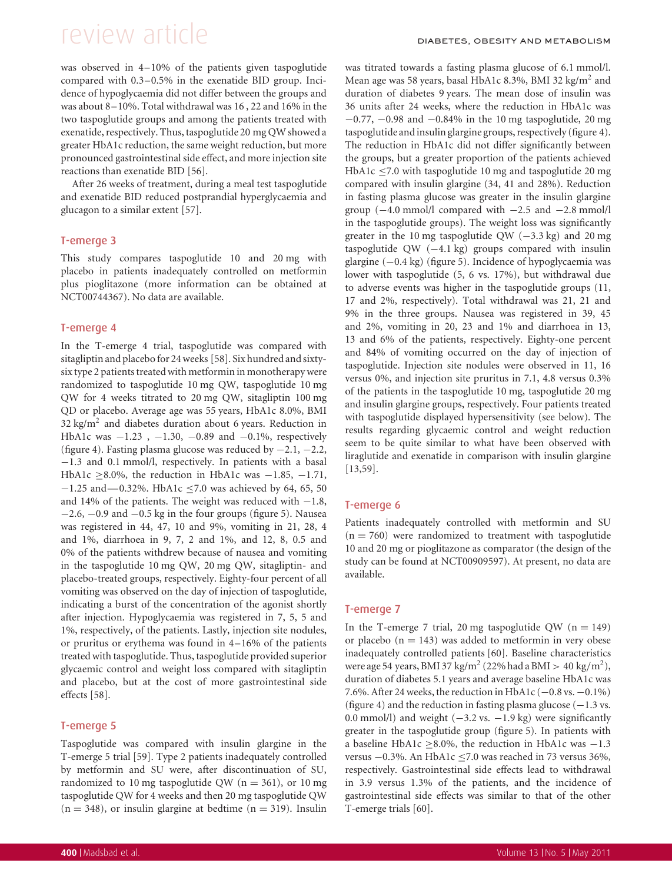was observed in 4–10% of the patients given taspoglutide compared with 0.3–0.5% in the exenatide BID group. Incidence of hypoglycaemia did not differ between the groups and was about 8–10%. Total withdrawal was 16 , 22 and 16% in the two taspoglutide groups and among the patients treated with exenatide, respectively. Thus, taspoglutide 20 mg QW showed a greater HbA1c reduction, the same weight reduction, but more pronounced gastrointestinal side effect, and more injection site reactions than exenatide BID [56].

After 26 weeks of treatment, during a meal test taspoglutide and exenatide BID reduced postprandial hyperglycaemia and glucagon to a similar extent [57].

### T-emerge 3

This study compares taspoglutide 10 and 20 mg with placebo in patients inadequately controlled on metformin plus pioglitazone (more information can be obtained at NCT00744367). No data are available.

### T-emerge 4

In the T-emerge 4 trial, taspoglutide was compared with sitagliptin and placebo for 24 weeks [58]. Six hundred and sixty-six type 2 patients treated with metformin in monotherapy were randomized to taspoglutide 10 mg QW, taspoglutide 10 mg QW for 4 weeks titrated to 20 mg QW, sitagliptin 100 mg QD or placebo. Average age was 55 years, HbA1c 8.0%, BMI 32 kg/m$^2$ and diabetes duration about 6 years. Reduction in HbA1c was −1.23 , −1.30, −0.89 and −0.1%, respectively (figure 4). Fasting plasma glucose was reduced by −2.1, −2.2, −1.3 and 0.1 mmol/l, respectively. In patients with a basal HbA1c ≥8.0%, the reduction in HbA1c was −1.85, −1.71, −1.25 and—0.32%. HbA1c ≤7.0 was achieved by 64, 65, 50 and 14% of the patients. The weight was reduced with −1.8, −2.6, −0.9 and −0.5 kg in the four groups (figure 5). Nausea was registered in 44, 47, 10 and 9%, vomiting in 21, 28, 4 and 1%, diarrhoea in 9, 7, 2 and 1%, and 12, 8, 0.5 and 0% of the patients withdrew because of nausea and vomiting in the taspoglutide 10 mg QW, 20 mg QW, sitagliptin- and placebo-treated groups, respectively. Eighty-four percent of all vomiting was observed on the day of injection of taspoglutide, indicating a burst of the concentration of the agonist shortly after injection. Hypoglycaemia was registered in 7, 5, 5 and 1%, respectively, of the patients. Lastly, injection site nodules, or pruritus or erythema was found in 4–16% of the patients treated with taspoglutide. Thus, taspoglutide provided superior glycaemic control and weight loss compared with sitagliptin and placebo, but at the cost of more gastrointestinal side effects [58].

### T-emerge 5

Taspoglutide was compared with insulin glargine in the T-emerge 5 trial [59]. Type 2 patients inadequately controlled by metformin and SU were, after discontinuation of SU, randomized to 10 mg taspoglutide QW (n = 361), or 10 mg taspoglutide QW for 4 weeks and then 20 mg taspoglutide QW (n = 348), or insulin glargine at bedtime (n = 319). Insulin was titrated towards a fasting plasma glucose of 6.1 mmol/l. Mean age was 58 years, basal HbA1c 8.3%, BMI 32 kg/m$^2$ and duration of diabetes 9 years. The mean dose of insulin was 36 units after 24 weeks, where the reduction in HbA1c was −0.77, −0.98 and −0.84% in the 10 mg taspoglutide, 20 mg taspoglutide and insulin glargine groups, respectively (figure 4). The reduction in HbA1c did not differ significantly between the groups, but a greater proportion of the patients achieved HbA1c ≤7.0 with taspoglutide 10 mg and taspoglutide 20 mg compared with insulin glargine (34, 41 and 28%). Reduction in fasting plasma glucose was greater in the insulin glargine group (−4.0 mmol/l compared with −2.5 and −2.8 mmol/l in the taspoglutide groups). The weight loss was significantly greater in the 10 mg taspoglutide QW (−3.3 kg) and 20 mg taspoglutide QW (−4.1 kg) groups compared with insulin glargine (−0.4 kg) (figure 5). Incidence of hypoglycaemia was lower with taspoglutide (5, 6 vs. 17%), but withdrawal due to adverse events was higher in the taspoglutide groups (11, 17 and 2%, respectively). Total withdrawal was 21, 21 and 9% in the three groups. Nausea was registered in 39, 45 and 2%, vomiting in 20, 23 and 1% and diarrhoea in 13, 13 and 6% of the patients, respectively. Eighty-one percent and 84% of vomiting occurred on the day of injection of taspoglutide. Injection site nodules were observed in 11, 16 versus 0%, and injection site pruritus in 7.1, 4.8 versus 0.3% of the patients in the taspoglutide 10 mg, taspoglutide 20 mg and insulin glargine groups, respectively. Four patients treated with taspoglutide displayed hypersensitivity (see below). The results regarding glycaemic control and weight reduction seem to be quite similar to what have been observed with liraglutide and exenatide in comparison with insulin glargine [13,59].

### T-emerge 6

Patients inadequately controlled with metformin and SU (n = 760) were randomized to treatment with taspoglutide 10 and 20 mg or pioglitazone as comparator (the design of the study can be found at NCT00909597). At present, no data are available.

### T-emerge 7

In the T-emerge 7 trial, 20 mg taspoglutide QW (n = 149) or placebo (n = 143) was added to metformin in very obese inadequately controlled patients [60]. Baseline characteristics were age 54 years, BMI 37 kg/m$^2$ (22% had a BMI > 40 kg/m$^2$), duration of diabetes 5.1 years and average baseline HbA1c was 7.6%. After 24 weeks, the reduction in HbA1c (−0.8 vs. −0.1%) (figure 4) and the reduction in fasting plasma glucose (−1.3 vs. 0.0 mmol/l) and weight (−3.2 vs. −1.9 kg) were significantly greater in the taspoglutide group (figure 5). In patients with a baseline HbA1c ≥8.0%, the reduction in HbA1c was −1.3 versus −0.3%. An HbA1c ≤7.0 was reached in 73 versus 36%, respectively. Gastrointestinal side effects lead to withdrawal in 3.9 versus 1.3% of the patients, and the incidence of gastrointestinal side effects was similar to that of the other T-emerge trials [60].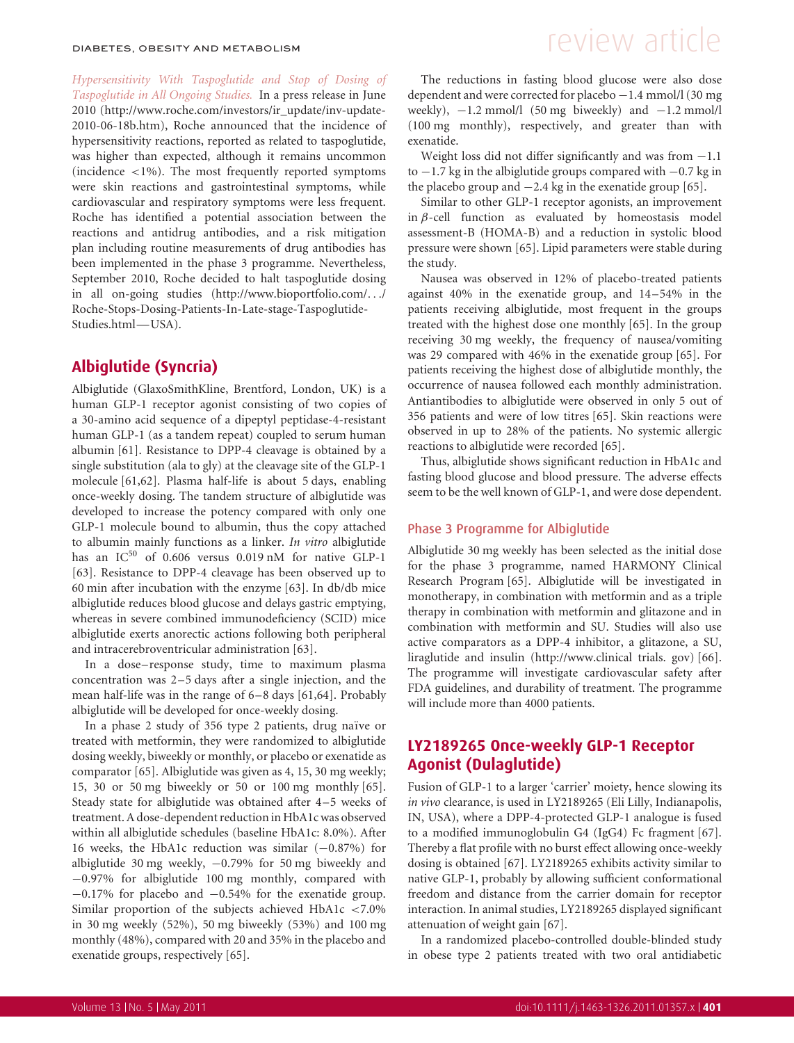*Hypersensitivity With Taspoglutide and Stop of Dosing of Taspoglutide in All Ongoing Studies.* In a press release in June 2010 (http://www.roche.com/investors/ir_update/inv-update-2010-06-18b.htm), Roche announced that the incidence of hypersensitivity reactions, reported as related to taspoglutide, was higher than expected, although it remains uncommon (incidence <1%). The most frequently reported symptoms were skin reactions and gastrointestinal symptoms, while cardiovascular and respiratory symptoms were less frequent. Roche has identified a potential association between the reactions and antidrug antibodies, and a risk mitigation plan including routine measurements of drug antibodies has been implemented in the phase 3 programme. Nevertheless, September 2010, Roche decided to halt taspoglutide dosing in all on-going studies (http://www.bioportfolio.com/.../Roche-Stops-Dosing-Patients-In-Late-stage-Taspoglutide-Studies.html—USA).

## Albiglutide (Syncria)

Albiglutide (GlaxoSmithKline, Brentford, London, UK) is a human GLP-1 receptor agonist consisting of two copies of a 30-amino acid sequence of a dipeptyl peptidase-4-resistant human GLP-1 (as a tandem repeat) coupled to serum human albumin [61]. Resistance to DPP-4 cleavage is obtained by a single substitution (ala to gly) at the cleavage site of the GLP-1 molecule [61,62]. Plasma half-life is about 5 days, enabling once-weekly dosing. The tandem structure of albiglutide was developed to increase the potency compared with only one GLP-1 molecule bound to albumin, thus the copy attached to albumin mainly functions as a linker. *In vitro* albiglutide has an $IC^{50}$ of 0.606 versus 0.019 nM for native GLP-1 [63]. Resistance to DPP-4 cleavage has been observed up to 60 min after incubation with the enzyme [63]. In db/db mice albiglutide reduces blood glucose and delays gastric emptying, whereas in severe combined immunodeficiency (SCID) mice albiglutide exerts anorectic actions following both peripheral and intracerebroventricular administration [63].

In a dose–response study, time to maximum plasma concentration was 2–5 days after a single injection, and the mean half-life was in the range of 6–8 days [61,64]. Probably albiglutide will be developed for once-weekly dosing.

In a phase 2 study of 356 type 2 patients, drug naïve or treated with metformin, they were randomized to albiglutide dosing weekly, biweekly or monthly, or placebo or exenatide as comparator [65]. Albiglutide was given as 4, 15, 30 mg weekly; 15, 30 or 50 mg biweekly or 50 or 100 mg monthly [65]. Steady state for albiglutide was obtained after 4–5 weeks of treatment. A dose-dependent reduction in HbA1c was observed within all albiglutide schedules (baseline HbA1c: 8.0%). After 16 weeks, the HbA1c reduction was similar (−0.87%) for albiglutide 30 mg weekly, −0.79% for 50 mg biweekly and −0.97% for albiglutide 100 mg monthly, compared with −0.17% for placebo and −0.54% for the exenatide group. Similar proportion of the subjects achieved HbA1c <7.0% in 30 mg weekly (52%), 50 mg biweekly (53%) and 100 mg monthly (48%), compared with 20 and 35% in the placebo and exenatide groups, respectively [65].

The reductions in fasting blood glucose were also dose dependent and were corrected for placebo −1.4 mmol/l (30 mg weekly), −1.2 mmol/l (50 mg biweekly) and −1.2 mmol/l (100 mg monthly), respectively, and greater than with exenatide.

Weight loss did not differ significantly and was from −1.1 to −1.7 kg in the albiglutide groups compared with −0.7 kg in the placebo group and −2.4 kg in the exenatide group [65].

Similar to other GLP-1 receptor agonists, an improvement in $\beta$-cell function as evaluated by homeostasis model assessment-B (HOMA-B) and a reduction in systolic blood pressure were shown [65]. Lipid parameters were stable during the study.

Nausea was observed in 12% of placebo-treated patients against 40% in the exenatide group, and 14–54% in the patients receiving albiglutide, most frequent in the groups treated with the highest dose one monthly [65]. In the group receiving 30 mg weekly, the frequency of nausea/vomiting was 29 compared with 46% in the exenatide group [65]. For patients receiving the highest dose of albiglutide monthly, the occurrence of nausea followed each monthly administration. Antiantibodies to albiglutide were observed in only 5 out of 356 patients and were of low titres [65]. Skin reactions were observed in up to 28% of the patients. No systemic allergic reactions to albiglutide were recorded [65].

Thus, albiglutide shows significant reduction in HbA1c and fasting blood glucose and blood pressure. The adverse effects seem to be the well known of GLP-1, and were dose dependent.

### Phase 3 Programme for Albiglutide

Albiglutide 30 mg weekly has been selected as the initial dose for the phase 3 programme, named HARMONY Clinical Research Program [65]. Albiglutide will be investigated in monotherapy, in combination with metformin and as a triple therapy in combination with metformin and glitazone and in combination with metformin and SU. Studies will also use active comparators as a DPP-4 inhibitor, a glitazone, a SU, liraglutide and insulin (http://www.clinical trials. gov) [66]. The programme will investigate cardiovascular safety after FDA guidelines, and durability of treatment. The programme will include more than 4000 patients.

## LY2189265 Once-weekly GLP-1 Receptor Agonist (Dulaglutide)

Fusion of GLP-1 to a larger 'carrier' moiety, hence slowing its *in vivo* clearance, is used in LY2189265 (Eli Lilly, Indianapolis, IN, USA), where a DPP-4-protected GLP-1 analogue is fused to a modified immunoglobulin G4 (IgG4) Fc fragment [67]. Thereby a flat profile with no burst effect allowing once-weekly dosing is obtained [67]. LY2189265 exhibits activity similar to native GLP-1, probably by allowing sufficient conformational freedom and distance from the carrier domain for receptor interaction. In animal studies, LY2189265 displayed significant attenuation of weight gain [67].

In a randomized placebo-controlled double-blinded study in obese type 2 patients treated with two oral antidiabetic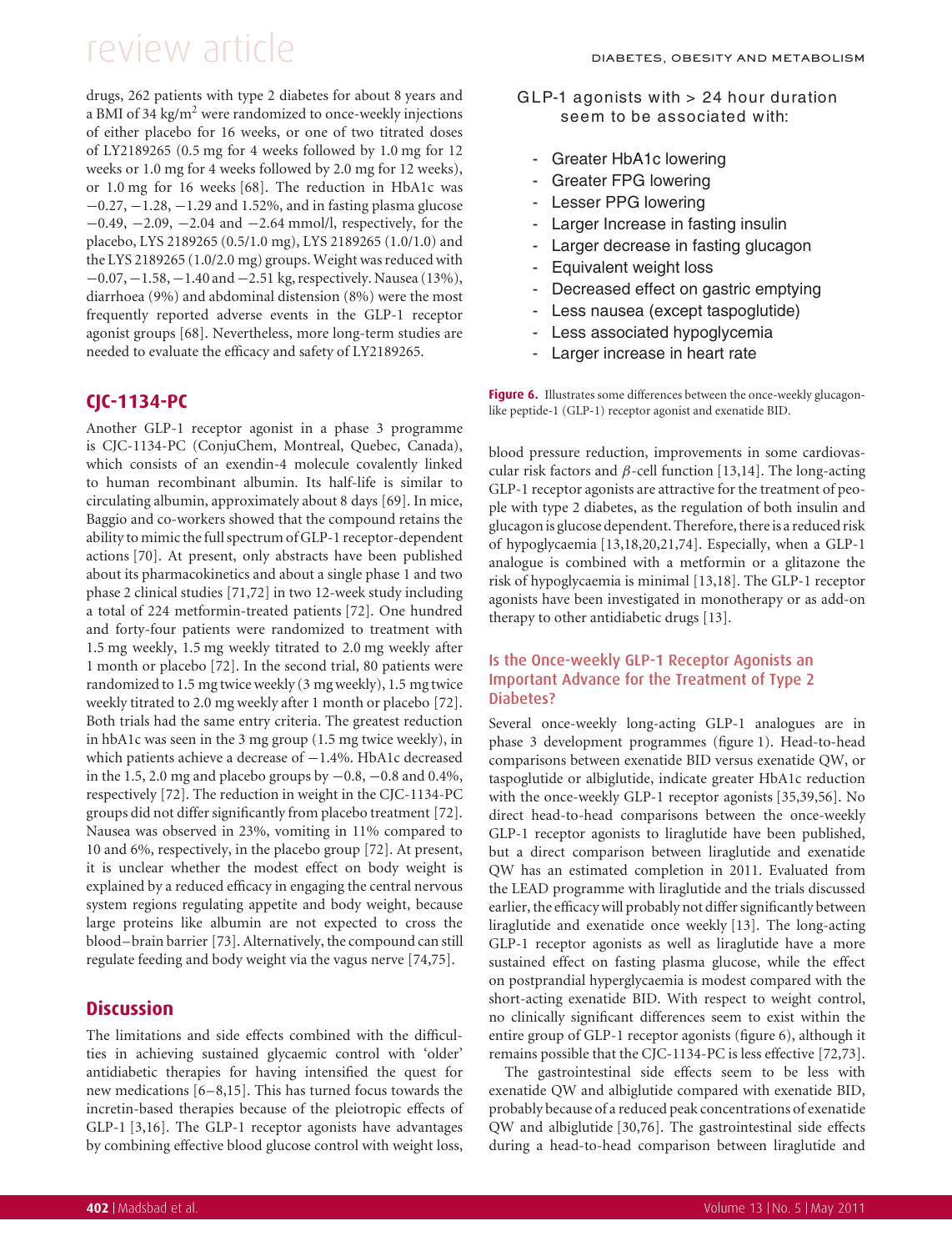drugs, 262 patients with type 2 diabetes for about 8 years and a BMI of 34 kg/m$^2$ were randomized to once-weekly injections of either placebo for 16 weeks, or one of two titrated doses of LY2189265 (0.5 mg for 4 weeks followed by 1.0 mg for 12 weeks or 1.0 mg for 4 weeks followed by 2.0 mg for 12 weeks), or 1.0 mg for 16 weeks [68]. The reduction in HbA1c was −0.27, −1.28, −1.29 and 1.52%, and in fasting plasma glucose −0.49, −2.09, −2.04 and −2.64 mmol/l, respectively, for the placebo, LYS 2189265 (0.5/1.0 mg), LYS 2189265 (1.0/1.0) and the LYS 2189265 (1.0/2.0 mg) groups. Weight was reduced with −0.07, −1.58, −1.40 and −2.51 kg, respectively. Nausea (13%), diarrhoea (9%) and abdominal distension (8%) were the most frequently reported adverse events in the GLP-1 receptor agonist groups [68]. Nevertheless, more long-term studies are needed to evaluate the efficacy and safety of LY2189265.

## CJC-1134-PC

Another GLP-1 receptor agonist in a phase 3 programme is CJC-1134-PC (ConjuChem, Montreal, Quebec, Canada), which consists of an exendin-4 molecule covalently linked to human recombinant albumin. Its half-life is similar to circulating albumin, approximately about 8 days [69]. In mice, Baggio and co-workers showed that the compound retains the ability to mimic the full spectrum of GLP-1 receptor-dependent actions [70]. At present, only abstracts have been published about its pharmacokinetics and about a single phase 1 and two phase 2 clinical studies [71,72] in two 12-week study including a total of 224 metformin-treated patients [72]. One hundred and forty-four patients were randomized to treatment with 1.5 mg weekly, 1.5 mg weekly titrated to 2.0 mg weekly after 1 month or placebo [72]. In the second trial, 80 patients were randomized to 1.5 mg twice weekly (3 mg weekly), 1.5 mg twice weekly titrated to 2.0 mg weekly after 1 month or placebo [72]. Both trials had the same entry criteria. The greatest reduction in hbA1c was seen in the 3 mg group (1.5 mg twice weekly), in which patients achieve a decrease of −1.4%. HbA1c decreased in the 1.5, 2.0 mg and placebo groups by −0.8, −0.8 and 0.4%, respectively [72]. The reduction in weight in the CJC-1134-PC groups did not differ significantly from placebo treatment [72]. Nausea was observed in 23%, vomiting in 11% compared to 10 and 6%, respectively, in the placebo group [72]. At present, it is unclear whether the modest effect on body weight is explained by a reduced efficacy in engaging the central nervous system regions regulating appetite and body weight, because large proteins like albumin are not expected to cross the blood−brain barrier [73]. Alternatively, the compound can still regulate feeding and body weight via the vagus nerve [74,75].

## Discussion

The limitations and side effects combined with the difficulties in achieving sustained glycaemic control with 'older' antidiabetic therapies for having intensified the quest for new medications [6–8,15]. This has turned focus towards the incretin-based therapies because of the pleiotropic effects of GLP-1 [3,16]. The GLP-1 receptor agonists have advantages by combining effective blood glucose control with weight loss, blood pressure reduction, improvements in some cardiovascular risk factors and $\beta$-cell function [13,14]. The long-acting GLP-1 receptor agonists are attractive for the treatment of people with type 2 diabetes, as the regulation of both insulin and glucagon is glucose dependent. Therefore, there is a reduced risk of hypoglycaemia [13,18,20,21,74]. Especially, when a GLP-1 analogue is combined with a metformin or a glitazone the risk of hypoglycaemia is minimal [13,18]. The GLP-1 receptor agonists have been investigated in monotherapy or as add-on therapy to other antidiabetic drugs [13].

GLP-1 agonists with > 24 hour duration seem to be associated with:

- Greater HbA1c lowering
- Greater FPG lowering
- Lesser PPG lowering
- Larger Increase in fasting insulin
- Larger decrease in fasting glucagon
- Equivalent weight loss
- Decreased effect on gastric emptying
- Less nausea (except taspoglutide)
- Less associated hypoglycemia
- Larger increase in heart rate

**Figure 6.** Illustrates some differences between the once-weekly glucagon-like peptide-1 (GLP-1) receptor agonist and exenatide BID.

### Is the Once-weekly GLP-1 Receptor Agonists an Important Advance for the Treatment of Type 2 Diabetes?

Several once-weekly long-acting GLP-1 analogues are in phase 3 development programmes (figure 1). Head-to-head comparisons between exenatide BID versus exenatide QW, or taspoglutide or albiglutide, indicate greater HbA1c reduction with the once-weekly GLP-1 receptor agonists [35,39,56]. No direct head-to-head comparisons between the once-weekly GLP-1 receptor agonists to liraglutide have been published, but a direct comparison between liraglutide and exenatide QW has an estimated completion in 2011. Evaluated from the LEAD programme with liraglutide and the trials discussed earlier, the efficacy will probably not differ significantly between liraglutide and exenatide once weekly [13]. The long-acting GLP-1 receptor agonists as well as liraglutide have a more sustained effect on fasting plasma glucose, while the effect on postprandial hyperglycaemia is modest compared with the short-acting exenatide BID. With respect to weight control, no clinically significant differences seem to exist within the entire group of GLP-1 receptor agonists (figure 6), although it remains possible that the CJC-1134-PC is less effective [72,73].

The gastrointestinal side effects seem to be less with exenatide QW and albiglutide compared with exenatide BID, probably because of a reduced peak concentrations of exenatide QW and albiglutide [30,76]. The gastrointestinal side effects during a head-to-head comparison between liraglutide and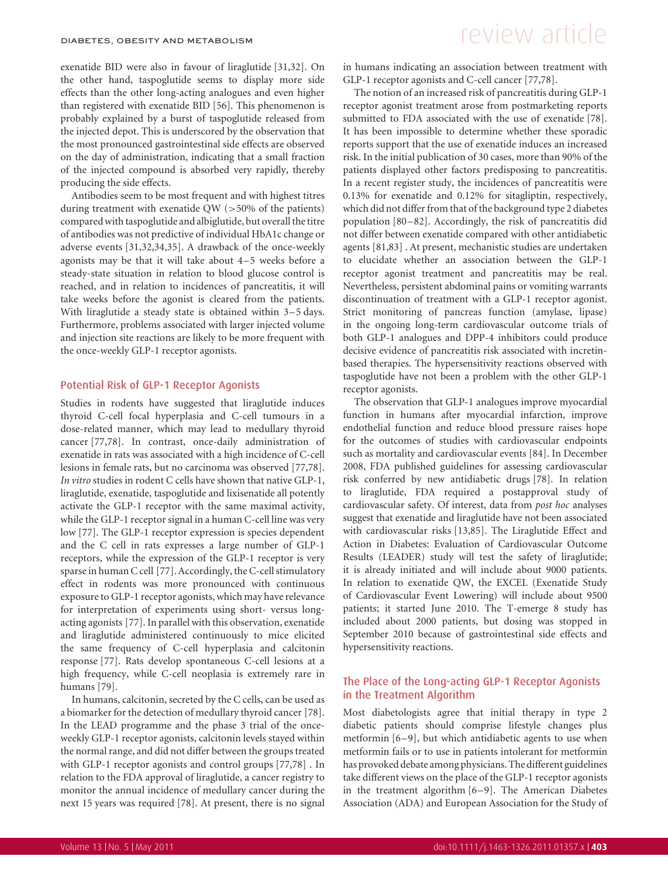exenatide BID were also in favour of liraglutide [31,32]. On the other hand, taspoglutide seems to display more side effects than the other long-acting analogues and even higher than registered with exenatide BID [56]. This phenomenon is probably explained by a burst of taspoglutide released from the injected depot. This is underscored by the observation that the most pronounced gastrointestinal side effects are observed on the day of administration, indicating that a small fraction of the injected compound is absorbed very rapidly, thereby producing the side effects.

Antibodies seem to be most frequent and with highest titres during treatment with exenatide QW (>50% of the patients) compared with taspoglutide and albiglutide, but overall the titre of antibodies was not predictive of individual HbA1c change or adverse events [31,32,34,35]. A drawback of the once-weekly agonists may be that it will take about 4–5 weeks before a steady-state situation in relation to blood glucose control is reached, and in relation to incidences of pancreatitis, it will take weeks before the agonist is cleared from the patients. With liraglutide a steady state is obtained within 3–5 days. Furthermore, problems associated with larger injected volume and injection site reactions are likely to be more frequent with the once-weekly GLP-1 receptor agonists.

## Potential Risk of GLP-1 Receptor Agonists

Studies in rodents have suggested that liraglutide induces thyroid C-cell focal hyperplasia and C-cell tumours in a dose-related manner, which may lead to medullary thyroid cancer [77,78]. In contrast, once-daily administration of exenatide in rats was associated with a high incidence of C-cell lesions in female rats, but no carcinoma was observed [77,78]. *In vitro* studies in rodent C cells have shown that native GLP-1, liraglutide, exenatide, taspoglutide and lixisenatide all potently activate the GLP-1 receptor with the same maximal activity, while the GLP-1 receptor signal in a human C-cell line was very low [77]. The GLP-1 receptor expression is species dependent and the C cell in rats expresses a large number of GLP-1 receptors, while the expression of the GLP-1 receptor is very sparse in human C cell [77]. Accordingly, the C-cell stimulatory effect in rodents was more pronounced with continuous exposure to GLP-1 receptor agonists, which may have relevance for interpretation of experiments using short- versus long-acting agonists [77]. In parallel with this observation, exenatide and liraglutide administered continuously to mice elicited the same frequency of C-cell hyperplasia and calcitonin response [77]. Rats develop spontaneous C-cell lesions at a high frequency, while C-cell neoplasia is extremely rare in humans [79].

In humans, calcitonin, secreted by the C cells, can be used as a biomarker for the detection of medullary thyroid cancer [78]. In the LEAD programme and the phase 3 trial of the once-weekly GLP-1 receptor agonists, calcitonin levels stayed within the normal range, and did not differ between the groups treated with GLP-1 receptor agonists and control groups [77,78] . In relation to the FDA approval of liraglutide, a cancer registry to monitor the annual incidence of medullary cancer during the next 15 years was required [78]. At present, there is no signal in humans indicating an association between treatment with GLP-1 receptor agonists and C-cell cancer [77,78].

The notion of an increased risk of pancreatitis during GLP-1 receptor agonist treatment arose from postmarketing reports submitted to FDA associated with the use of exenatide [78]. It has been impossible to determine whether these sporadic reports support that the use of exenatide induces an increased risk. In the initial publication of 30 cases, more than 90% of the patients displayed other factors predisposing to pancreatitis. In a recent register study, the incidences of pancreatitis were 0.13% for exenatide and 0.12% for sitagliptin, respectively, which did not differ from that of the background type 2 diabetes population [80–82]. Accordingly, the risk of pancreatitis did not differ between exenatide compared with other antidiabetic agents [81,83] . At present, mechanistic studies are undertaken to elucidate whether an association between the GLP-1 receptor agonist treatment and pancreatitis may be real. Nevertheless, persistent abdominal pains or vomiting warrants discontinuation of treatment with a GLP-1 receptor agonist. Strict monitoring of pancreas function (amylase, lipase) in the ongoing long-term cardiovascular outcome trials of both GLP-1 analogues and DPP-4 inhibitors could produce decisive evidence of pancreatitis risk associated with incretin-based therapies. The hypersensitivity reactions observed with taspoglutide have not been a problem with the other GLP-1 receptor agonists.

The observation that GLP-1 analogues improve myocardial function in humans after myocardial infarction, improve endothelial function and reduce blood pressure raises hope for the outcomes of studies with cardiovascular endpoints such as mortality and cardiovascular events [84]. In December 2008, FDA published guidelines for assessing cardiovascular risk conferred by new antidiabetic drugs [78]. In relation to liraglutide, FDA required a postapproval study of cardiovascular safety. Of interest, data from *post hoc* analyses suggest that exenatide and liraglutide have not been associated with cardiovascular risks [13,85]. The Liraglutide Effect and Action in Diabetes: Evaluation of Cardiovascular Outcome Results (LEADER) study will test the safety of liraglutide; it is already initiated and will include about 9000 patients. In relation to exenatide QW, the EXCEL (Exenatide Study of Cardiovascular Event Lowering) will include about 9500 patients; it started June 2010. The T-emerge 8 study has included about 2000 patients, but dosing was stopped in September 2010 because of gastrointestinal side effects and hypersensitivity reactions.

## The Place of the Long-acting GLP-1 Receptor Agonists in the Treatment Algorithm

Most diabetologists agree that initial therapy in type 2 diabetic patients should comprise lifestyle changes plus metformin [6–9], but which antidiabetic agents to use when metformin fails or to use in patients intolerant for metformin has provoked debate among physicians. The different guidelines take different views on the place of the GLP-1 receptor agonists in the treatment algorithm [6–9]. The American Diabetes Association (ADA) and European Association for the Study of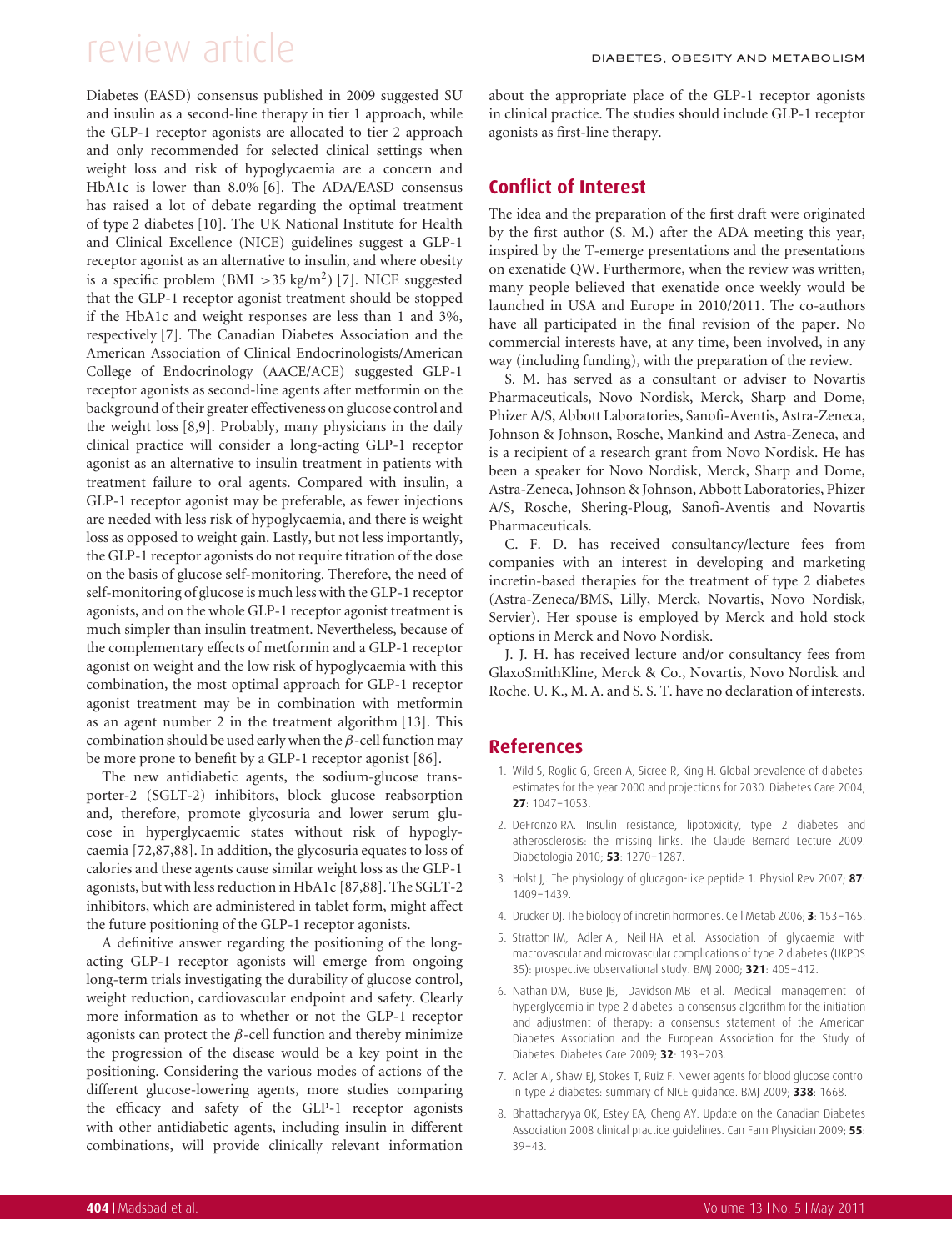Diabetes (EASD) consensus published in 2009 suggested SU and insulin as a second-line therapy in tier 1 approach, while the GLP-1 receptor agonists are allocated to tier 2 approach and only recommended for selected clinical settings when weight loss and risk of hypoglycaemia are a concern and HbA1c is lower than 8.0% [6]. The ADA/EASD consensus has raised a lot of debate regarding the optimal treatment of type 2 diabetes [10]. The UK National Institute for Health and Clinical Excellence (NICE) guidelines suggest a GLP-1 receptor agonist as an alternative to insulin, and where obesity is a specific problem (BMI $>35$ kg/m$^2$) [7]. NICE suggested that the GLP-1 receptor agonist treatment should be stopped if the HbA1c and weight responses are less than 1 and 3%, respectively [7]. The Canadian Diabetes Association and the American Association of Clinical Endocrinologists/American College of Endocrinology (AACE/ACE) suggested GLP-1 receptor agonists as second-line agents after metformin on the background of their greater effectiveness on glucose control and the weight loss [8,9]. Probably, many physicians in the daily clinical practice will consider a long-acting GLP-1 receptor agonist as an alternative to insulin treatment in patients with treatment failure to oral agents. Compared with insulin, a GLP-1 receptor agonist may be preferable, as fewer injections are needed with less risk of hypoglycaemia, and there is weight loss as opposed to weight gain. Lastly, but not less importantly, the GLP-1 receptor agonists do not require titration of the dose on the basis of glucose self-monitoring. Therefore, the need of self-monitoring of glucose is much less with the GLP-1 receptor agonists, and on the whole GLP-1 receptor agonist treatment is much simpler than insulin treatment. Nevertheless, because of the complementary effects of metformin and a GLP-1 receptor agonist on weight and the low risk of hypoglycaemia with this combination, the most optimal approach for GLP-1 receptor agonist treatment may be in combination with metformin as an agent number 2 in the treatment algorithm [13]. This combination should be used early when the $\beta$-cell function may be more prone to benefit by a GLP-1 receptor agonist [86].

The new antidiabetic agents, the sodium-glucose transporter-2 (SGLT-2) inhibitors, block glucose reabsorption and, therefore, promote glycosuria and lower serum glucose in hyperglycaemic states without risk of hypoglycaemia [72,87,88]. In addition, the glycosuria equates to loss of calories and these agents cause similar weight loss as the GLP-1 agonists, but with less reduction in HbA1c [87,88]. The SGLT-2 inhibitors, which are administered in tablet form, might affect the future positioning of the GLP-1 receptor agonists.

A definitive answer regarding the positioning of the long-acting GLP-1 receptor agonists will emerge from ongoing long-term trials investigating the durability of glucose control, weight reduction, cardiovascular endpoint and safety. Clearly more information as to whether or not the GLP-1 receptor agonists can protect the $\beta$-cell function and thereby minimize the progression of the disease would be a key point in the positioning. Considering the various modes of actions of the different glucose-lowering agents, more studies comparing the efficacy and safety of the GLP-1 receptor agonists with other antidiabetic agents, including insulin in different combinations, will provide clinically relevant information about the appropriate place of the GLP-1 receptor agonists in clinical practice. The studies should include GLP-1 receptor agonists as first-line therapy.

## Conflict of Interest

The idea and the preparation of the first draft were originated by the first author (S. M.) after the ADA meeting this year, inspired by the T-emerge presentations and the presentations on exenatide QW. Furthermore, when the review was written, many people believed that exenatide once weekly would be launched in USA and Europe in 2010/2011. The co-authors have all participated in the final revision of the paper. No commercial interests have, at any time, been involved, in any way (including funding), with the preparation of the review.

S. M. has served as a consultant or adviser to Novartis Pharmaceuticals, Novo Nordisk, Merck, Sharp and Dome, Phizer A/S, Abbott Laboratories, Sanofi-Aventis, Astra-Zeneca, Johnson & Johnson, Rosche, Mankind and Astra-Zeneca, and is a recipient of a research grant from Novo Nordisk. He has been a speaker for Novo Nordisk, Merck, Sharp and Dome, Astra-Zeneca, Johnson & Johnson, Abbott Laboratories, Phizer A/S, Rosche, Shering-Ploug, Sanofi-Aventis and Novartis Pharmaceuticals.

C. F. D. has received consultancy/lecture fees from companies with an interest in developing and marketing incretin-based therapies for the treatment of type 2 diabetes (Astra-Zeneca/BMS, Lilly, Merck, Novartis, Novo Nordisk, Servier). Her spouse is employed by Merck and hold stock options in Merck and Novo Nordisk.

J. J. H. has received lecture and/or consultancy fees from GlaxoSmithKline, Merck & Co., Novartis, Novo Nordisk and Roche. U. K., M. A. and S. S. T. have no declaration of interests.

## References

1. Wild S, Roglic G, Green A, Sicree R, King H. Global prevalence of diabetes: estimates for the year 2000 and projections for 2030. Diabetes Care 2004; **27**: 1047–1053.
2. DeFronzo RA. Insulin resistance, lipotoxicity, type 2 diabetes and atherosclerosis: the missing links. The Claude Bernard Lecture 2009. Diabetologia 2010; **53**: 1270–1287.
3. Holst JJ. The physiology of glucagon-like peptide 1. Physiol Rev 2007; **87**: 1409–1439.
4. Drucker DJ. The biology of incretin hormones. Cell Metab 2006; **3**: 153–165.
5. Stratton IM, Adler AI, Neil HA et al. Association of glycaemia with macrovascular and microvascular complications of type 2 diabetes (UKPDS 35): prospective observational study. BMJ 2000; **321**: 405–412.
6. Nathan DM, Buse JB, Davidson MB et al. Medical management of hyperglycemia in type 2 diabetes: a consensus algorithm for the initiation and adjustment of therapy: a consensus statement of the American Diabetes Association and the European Association for the Study of Diabetes. Diabetes Care 2009; **32**: 193–203.
7. Adler AI, Shaw EJ, Stokes T, Ruiz F. Newer agents for blood glucose control in type 2 diabetes: summary of NICE guidance. BMJ 2009; **338**: 1668.
8. Bhattacharyya OK, Estey EA, Cheng AY. Update on the Canadian Diabetes Association 2008 clinical practice guidelines. Can Fam Physician 2009; **55**: 39–43.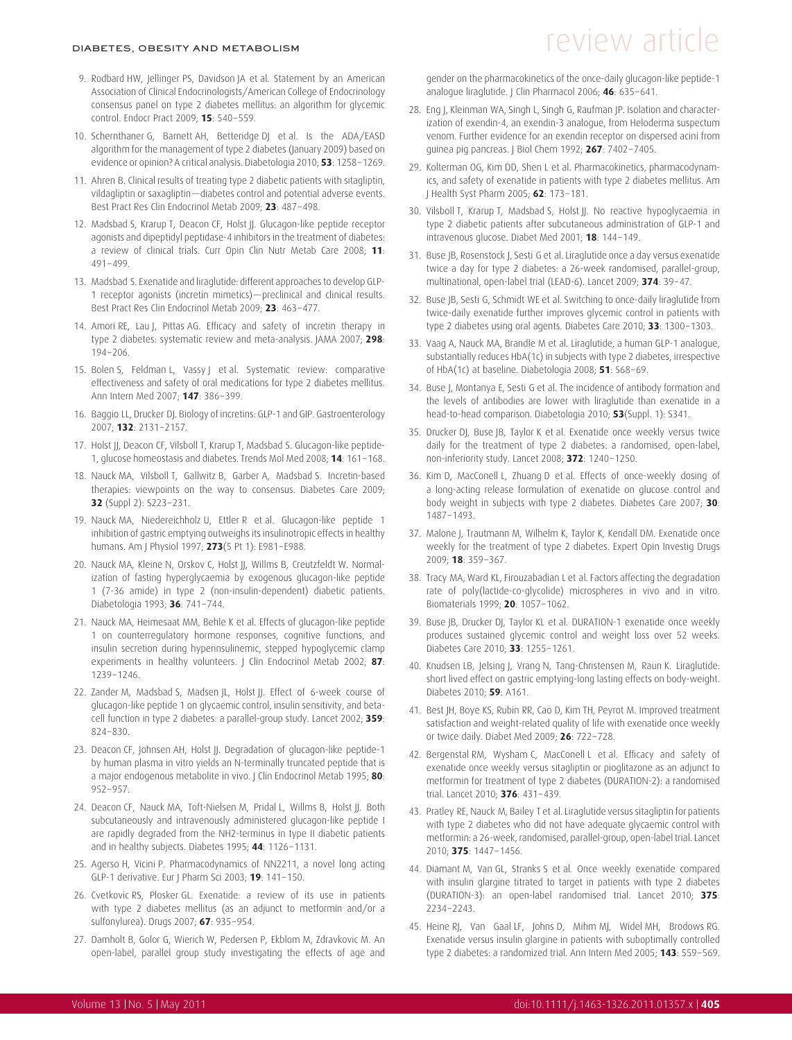9. Rodbard HW, Jellinger PS, Davidson JA et al. Statement by an American Association of Clinical Endocrinologists/American College of Endocrinology consensus panel on type 2 diabetes mellitus: an algorithm for glycemic control. Endocr Pract 2009; **15**: 540–559.
10. Schernthaner G, Barnett AH, Betteridge DJ et al. Is the ADA/EASD algorithm for the management of type 2 diabetes (January 2009) based on evidence or opinion? A critical analysis. Diabetologia 2010; **53**: 1258–1269.
11. Ahren B. Clinical results of treating type 2 diabetic patients with sitagliptin, vildagliptin or saxagliptin—diabetes control and potential adverse events. Best Pract Res Clin Endocrinol Metab 2009; **23**: 487–498.
12. Madsbad S, Krarup T, Deacon CF, Holst JJ. Glucagon-like peptide receptor agonists and dipeptidyl peptidase-4 inhibitors in the treatment of diabetes: a review of clinical trials. Curr Opin Clin Nutr Metab Care 2008; **11**: 491–499.
13. Madsbad S. Exenatide and liraglutide: different approaches to develop GLP-1 receptor agonists (incretin mimetics)—preclinical and clinical results. Best Pract Res Clin Endocrinol Metab 2009; **23**: 463–477.
14. Amori RE, Lau J, Pittas AG. Efficacy and safety of incretin therapy in type 2 diabetes: systematic review and meta-analysis. JAMA 2007; **298**: 194–206.
15. Bolen S, Feldman L, Vassy J et al. Systematic review: comparative effectiveness and safety of oral medications for type 2 diabetes mellitus. Ann Intern Med 2007; **147**: 386–399.
16. Baggio LL, Drucker DJ. Biology of incretins: GLP-1 and GIP. Gastroenterology 2007; **132**: 2131–2157.
17. Holst JJ, Deacon CF, Vilsboll T, Krarup T, Madsbad S. Glucagon-like peptide-1, glucose homeostasis and diabetes. Trends Mol Med 2008; **14**: 161–168.
18. Nauck MA, Vilsboll T, Gallwitz B, Garber A, Madsbad S. Incretin-based therapies: viewpoints on the way to consensus. Diabetes Care 2009; **32** (Suppl 2): S223–231.
19. Nauck MA, Niedereichholz U, Ettler R et al. Glucagon-like peptide 1 inhibition of gastric emptying outweighs its insulinotropic effects in healthy humans. Am J Physiol 1997; **273**(5 Pt 1): E981–E988.
20. Nauck MA, Kleine N, Orskov C, Holst JJ, Willms B, Creutzfeldt W. Normalization of fasting hyperglycaemia by exogenous glucagon-like peptide 1 (7-36 amide) in type 2 (non-insulin-dependent) diabetic patients. Diabetologia 1993; **36**: 741–744.
21. Nauck MA, Heimesaat MM, Behle K et al. Effects of glucagon-like peptide 1 on counterregulatory hormone responses, cognitive functions, and insulin secretion during hyperinsulinemic, stepped hypoglycemic clamp experiments in healthy volunteers. J Clin Endocrinol Metab 2002; **87**: 1239–1246.
22. Zander M, Madsbad S, Madsen JL, Holst JJ. Effect of 6-week course of glucagon-like peptide 1 on glycaemic control, insulin sensitivity, and beta-cell function in type 2 diabetes: a parallel-group study. Lancet 2002; **359**: 824–830.
23. Deacon CF, Johnsen AH, Holst JJ. Degradation of glucagon-like peptide-1 by human plasma in vitro yields an N-terminally truncated peptide that is a major endogenous metabolite in vivo. J Clin Endocrinol Metab 1995; **80**: 952–957.
24. Deacon CF, Nauck MA, Toft-Nielsen M, Pridal L, Willms B, Holst JJ. Both subcutaneously and intravenously administered glucagon-like peptide I are rapidly degraded from the NH2-terminus in type II diabetic patients and in healthy subjects. Diabetes 1995; **44**: 1126–1131.
25. Agerso H, Vicini P. Pharmacodynamics of NN2211, a novel long acting GLP-1 derivative. Eur J Pharm Sci 2003; **19**: 141–150.
26. Cvetkovic RS, Plosker GL. Exenatide: a review of its use in patients with type 2 diabetes mellitus (as an adjunct to metformin and/or a sulfonylurea). Drugs 2007; **67**: 935–954.
27. Damholt B, Golor G, Wierich W, Pedersen P, Ekblom M, Zdravkovic M. An open-label, parallel group study investigating the effects of age and gender on the pharmacokinetics of the once-daily glucagon-like peptide-1 analogue liraglutide. J Clin Pharmacol 2006; **46**: 635–641.
28. Eng J, Kleinman WA, Singh L, Singh G, Raufman JP. Isolation and characterization of exendin-4, an exendin-3 analogue, from Heloderma suspectum venom. Further evidence for an exendin receptor on dispersed acini from guinea pig pancreas. J Biol Chem 1992; **267**: 7402–7405.
29. Kolterman OG, Kim DD, Shen L et al. Pharmacokinetics, pharmacodynamics, and safety of exenatide in patients with type 2 diabetes mellitus. Am J Health Syst Pharm 2005; **62**: 173–181.
30. Vilsboll T, Krarup T, Madsbad S, Holst JJ. No reactive hypoglycaemia in type 2 diabetic patients after subcutaneous administration of GLP-1 and intravenous glucose. Diabet Med 2001; **18**: 144–149.
31. Buse JB, Rosenstock J, Sesti G et al. Liraglutide once a day versus exenatide twice a day for type 2 diabetes: a 26-week randomised, parallel-group, multinational, open-label trial (LEAD-6). Lancet 2009; **374**: 39–47.
32. Buse JB, Sesti G, Schmidt WE et al. Switching to once-daily liraglutide from twice-daily exenatide further improves glycemic control in patients with type 2 diabetes using oral agents. Diabetes Care 2010; **33**: 1300–1303.
33. Vaag A, Nauck MA, Brandle M et al. Liraglutide, a human GLP-1 analogue, substantially reduces HbA(1c) in subjects with type 2 diabetes, irrespective of HbA(1c) at baseline. Diabetologia 2008; **51**: S68–69.
34. Buse J, Montanya E, Sesti G et al. The incidence of antibody formation and the levels of antibodies are lower with liraglutide than exenatide in a head-to-head comparison. Diabetologia 2010; **53**(Suppl. 1): S341.
35. Drucker DJ, Buse JB, Taylor K et al. Exenatide once weekly versus twice daily for the treatment of type 2 diabetes: a randomised, open-label, non-inferiority study. Lancet 2008; **372**: 1240–1250.
36. Kim D, MacConell L, Zhuang D et al. Effects of once-weekly dosing of a long-acting release formulation of exenatide on glucose control and body weight in subjects with type 2 diabetes. Diabetes Care 2007; **30**: 1487–1493.
37. Malone J, Trautmann M, Wilhelm K, Taylor K, Kendall DM. Exenatide once weekly for the treatment of type 2 diabetes. Expert Opin Investig Drugs 2009; **18**: 359–367.
38. Tracy MA, Ward KL, Firouzabadian L et al. Factors affecting the degradation rate of poly(lactide-co-glycolide) microspheres in vivo and in vitro. Biomaterials 1999; **20**: 1057–1062.
39. Buse JB, Drucker DJ, Taylor KL et al. DURATION-1 exenatide once weekly produces sustained glycemic control and weight loss over 52 weeks. Diabetes Care 2010; **33**: 1255–1261.
40. Knudsen LB, Jelsing J, Vrang N, Tang-Christensen M, Raun K. Liraglutide: short lived effect on gastric emptying-long lasting effects on body-weight. Diabetes 2010; **59**: A161.
41. Best JH, Boye KS, Rubin RR, Cao D, Kim TH, Peyrot M. Improved treatment satisfaction and weight-related quality of life with exenatide once weekly or twice daily. Diabet Med 2009; **26**: 722–728.
42. Bergenstal RM, Wysham C, MacConell L et al. Efficacy and safety of exenatide once weekly versus sitagliptin or pioglitazone as an adjunct to metformin for treatment of type 2 diabetes (DURATION-2): a randomised trial. Lancet 2010; **376**: 431–439.
43. Pratley RE, Nauck M, Bailey T et al. Liraglutide versus sitagliptin for patients with type 2 diabetes who did not have adequate glycaemic control with metformin: a 26-week, randomised, parallel-group, open-label trial. Lancet 2010; **375**: 1447–1456.
44. Diamant M, Van GL, Stranks S et al. Once weekly exenatide compared with insulin glargine titrated to target in patients with type 2 diabetes (DURATION-3): an open-label randomised trial. Lancet 2010; **375**: 2234–2243.
45. Heine RJ, Van Gaal LF, Johns D, Mihm MJ, Widel MH, Brodows RG. Exenatide versus insulin glargine in patients with suboptimally controlled type 2 diabetes: a randomized trial. Ann Intern Med 2005; **143**: 559–569.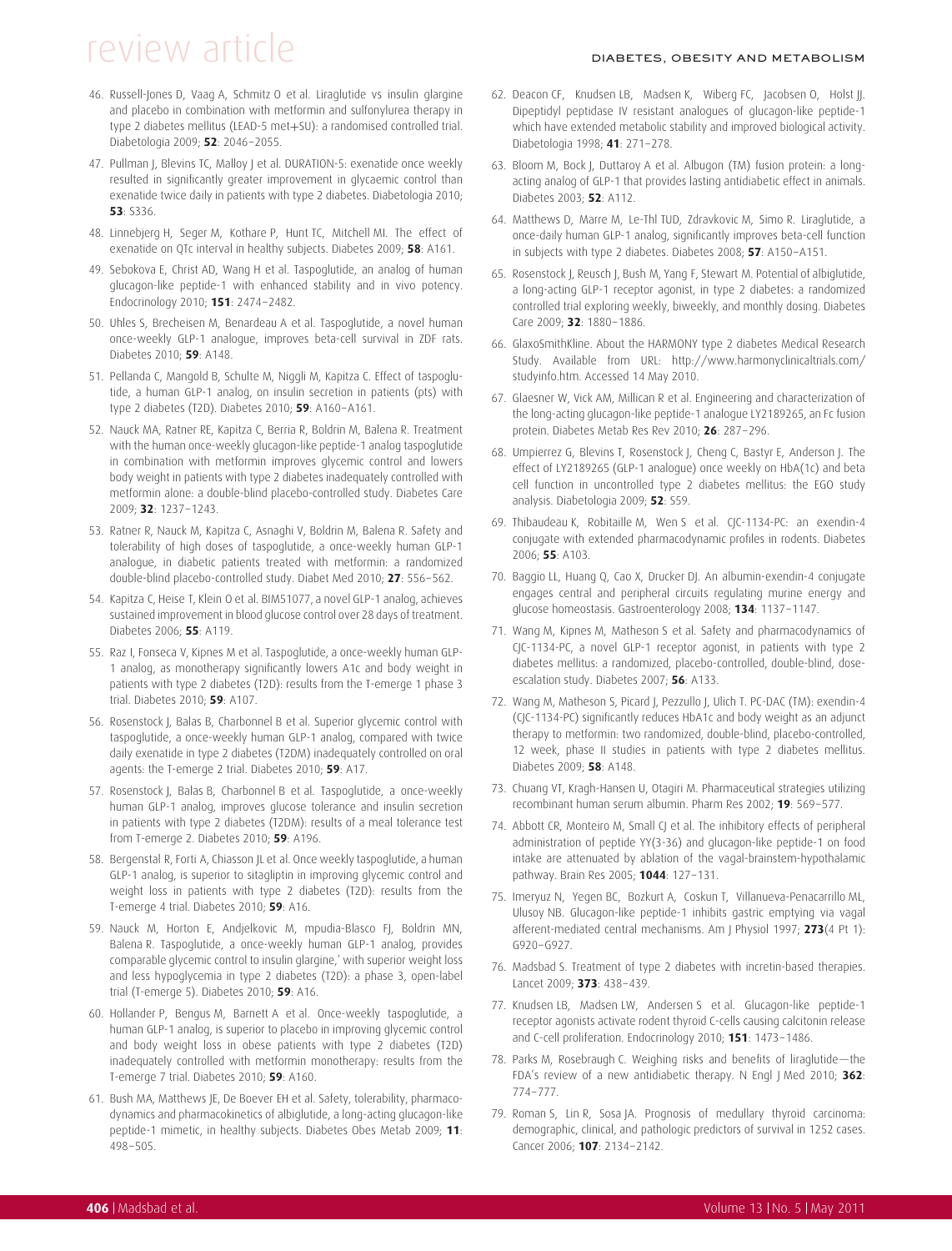46. Russell-Jones D, Vaag A, Schmitz O et al. Liraglutide vs insulin glargine and placebo in combination with metformin and sulfonylurea therapy in type 2 diabetes mellitus (LEAD-5 met+SU): a randomised controlled trial. Diabetologia 2009; **52**: 2046–2055.

47. Pullman J, Blevins TC, Malloy J et al. DURATION-5: exenatide once weekly resulted in significantly greater improvement in glycaemic control than exenatide twice daily in patients with type 2 diabetes. Diabetologia 2010; **53**: S336.

48. Linnebjerg H, Seger M, Kothare P, Hunt TC, Mitchell MI. The effect of exenatide on QTc interval in healthy subjects. Diabetes 2009; **58**: A161.

49. Sebokova E, Christ AD, Wang H et al. Taspoglutide, an analog of human glucagon-like peptide-1 with enhanced stability and in vivo potency. Endocrinology 2010; **151**: 2474–2482.

50. Uhles S, Brecheisen M, Benardeau A et al. Taspoglutide, a novel human once-weekly GLP-1 analogue, improves beta-cell survival in ZDF rats. Diabetes 2010; **59**: A148.

51. Pellanda C, Mangold B, Schulte M, Niggli M, Kapitza C. Effect of taspoglutide, a human GLP-1 analog, on insulin secretion in patients (pts) with type 2 diabetes (T2D). Diabetes 2010; **59**: A160–A161.

52. Nauck MA, Ratner RE, Kapitza C, Berria R, Boldrin M, Balena R. Treatment with the human once-weekly glucagon-like peptide-1 analog taspoglutide in combination with metformin improves glycemic control and lowers body weight in patients with type 2 diabetes inadequately controlled with metformin alone: a double-blind placebo-controlled study. Diabetes Care 2009; **32**: 1237–1243.

53. Ratner R, Nauck M, Kapitza C, Asnaghi V, Boldrin M, Balena R. Safety and tolerability of high doses of taspoglutide, a once-weekly human GLP-1 analogue, in diabetic patients treated with metformin: a randomized double-blind placebo-controlled study. Diabet Med 2010; **27**: 556–562.

54. Kapitza C, Heise T, Klein O et al. BIM51077, a novel GLP-1 analog, achieves sustained improvement in blood glucose control over 28 days of treatment. Diabetes 2006; **55**: A119.

55. Raz I, Fonseca V, Kipnes M et al. Taspoglutide, a once-weekly human GLP-1 analog, as monotherapy significantly lowers A1c and body weight in patients with type 2 diabetes (T2D): results from the T-emerge 1 phase 3 trial. Diabetes 2010; **59**: A107.

56. Rosenstock J, Balas B, Charbonnel B et al. Superior glycemic control with taspoglutide, a once-weekly human GLP-1 analog, compared with twice daily exenatide in type 2 diabetes (T2DM) inadequately controlled on oral agents: the T-emerge 2 trial. Diabetes 2010; **59**: A17.

57. Rosenstock J, Balas B, Charbonnel B et al. Taspoglutide, a once-weekly human GLP-1 analog, improves glucose tolerance and insulin secretion in patients with type 2 diabetes (T2DM): results of a meal tolerance test from T-emerge 2. Diabetes 2010; **59**: A196.

58. Bergenstal R, Forti A, Chiasson JL et al. Once weekly taspoglutide, a human GLP-1 analog, is superior to sitagliptin in improving glycemic control and weight loss in patients with type 2 diabetes (T2D): results from the T-emerge 4 trial. Diabetes 2010; **59**: A16.

59. Nauck M, Horton E, Andjelkovic M, mpudia-Blasco FJ, Boldrin MN, Balena R. Taspoglutide, a once-weekly human GLP-1 analog, provides comparable glycemic control to insulin glargine,' with superior weight loss and less hypoglycemia in type 2 diabetes (T2D): a phase 3, open-label trial (T-emerge 5). Diabetes 2010; **59**: A16.

60. Hollander P, Bengus M, Barnett A et al. Once-weekly taspoglutide, a human GLP-1 analog, is superior to placebo in improving glycemic control and body weight loss in obese patients with type 2 diabetes (T2D) inadequately controlled with metformin monotherapy: results from the T-emerge 7 trial. Diabetes 2010; **59**: A160.

61. Bush MA, Matthews JE, De Boever EH et al. Safety, tolerability, pharmacodynamics and pharmacokinetics of albiglutide, a long-acting glucagon-like peptide-1 mimetic, in healthy subjects. Diabetes Obes Metab 2009; **11**: 498–505.

62. Deacon CF, Knudsen LB, Madsen K, Wiberg FC, Jacobsen O, Holst JJ. Dipeptidyl peptidase IV resistant analogues of glucagon-like peptide-1 which have extended metabolic stability and improved biological activity. Diabetologia 1998; **41**: 271–278.

63. Bloom M, Bock J, Duttaroy A et al. Albugon (TM) fusion protein: a long-acting analog of GLP-1 that provides lasting antidiabetic effect in animals. Diabetes 2003; **52**: A112.

64. Matthews D, Marre M, Le-Thl TUD, Zdravkovic M, Simo R. Liraglutide, a once-daily human GLP-1 analog, significantly improves beta-cell function in subjects with type 2 diabetes. Diabetes 2008; **57**: A150–A151.

65. Rosenstock J, Reusch J, Bush M, Yang F, Stewart M. Potential of albiglutide, a long-acting GLP-1 receptor agonist, in type 2 diabetes: a randomized controlled trial exploring weekly, biweekly, and monthly dosing. Diabetes Care 2009; **32**: 1880–1886.

66. GlaxoSmithKline. About the HARMONY type 2 diabetes Medical Research Study. Available from URL: http://www.harmonyclinicaltrials.com/studyinfo.htm. Accessed 14 May 2010.

67. Glaesner W, Vick AM, Millican R et al. Engineering and characterization of the long-acting glucagon-like peptide-1 analogue LY2189265, an Fc fusion protein. Diabetes Metab Res Rev 2010; **26**: 287–296.

68. Umpierrez G, Blevins T, Rosenstock J, Cheng C, Bastyr E, Anderson J. The effect of LY2189265 (GLP-1 analogue) once weekly on HbA(1c) and beta cell function in uncontrolled type 2 diabetes mellitus: the EGO study analysis. Diabetologia 2009; **52**: S59.

69. Thibaudeau K, Robitaille M, Wen S et al. CJC-1134-PC: an exendin-4 conjugate with extended pharmacodynamic profiles in rodents. Diabetes 2006; **55**: A103.

70. Baggio LL, Huang Q, Cao X, Drucker DJ. An albumin-exendin-4 conjugate engages central and peripheral circuits regulating murine energy and glucose homeostasis. Gastroenterology 2008; **134**: 1137–1147.

71. Wang M, Kipnes M, Matheson S et al. Safety and pharmacodynamics of CJC-1134-PC, a novel GLP-1 receptor agonist, in patients with type 2 diabetes mellitus: a randomized, placebo-controlled, double-blind, dose-escalation study. Diabetes 2007; **56**: A133.

72. Wang M, Matheson S, Picard J, Pezzullo J, Ulich T. PC-DAC (TM): exendin-4 (CJC-1134-PC) significantly reduces HbA1c and body weight as an adjunct therapy to metformin: two randomized, double-blind, placebo-controlled, 12 week, phase II studies in patients with type 2 diabetes mellitus. Diabetes 2009; **58**: A148.

73. Chuang VT, Kragh-Hansen U, Otagiri M. Pharmaceutical strategies utilizing recombinant human serum albumin. Pharm Res 2002; **19**: 569–577.

74. Abbott CR, Monteiro M, Small CJ et al. The inhibitory effects of peripheral administration of peptide YY(3-36) and glucagon-like peptide-1 on food intake are attenuated by ablation of the vagal-brainstem-hypothalamic pathway. Brain Res 2005; **1044**: 127–131.

75. Imeryuz N, Yegen BC, Bozkurt A, Coskun T, Villanueva-Penacarrillo ML, Ulusoy NB. Glucagon-like peptide-1 inhibits gastric emptying via vagal afferent-mediated central mechanisms. Am J Physiol 1997; **273**(4 Pt 1): G920–G927.

76. Madsbad S. Treatment of type 2 diabetes with incretin-based therapies. Lancet 2009; **373**: 438–439.

77. Knudsen LB, Madsen LW, Andersen S et al. Glucagon-like peptide-1 receptor agonists activate rodent thyroid C-cells causing calcitonin release and C-cell proliferation. Endocrinology 2010; **151**: 1473–1486.

78. Parks M, Rosebraugh C. Weighing risks and benefits of liraglutide—the FDA's review of a new antidiabetic therapy. N Engl J Med 2010; **362**: 774–777.

79. Roman S, Lin R, Sosa JA. Prognosis of medullary thyroid carcinoma: demographic, clinical, and pathologic predictors of survival in 1252 cases. Cancer 2006; **107**: 2134–2142.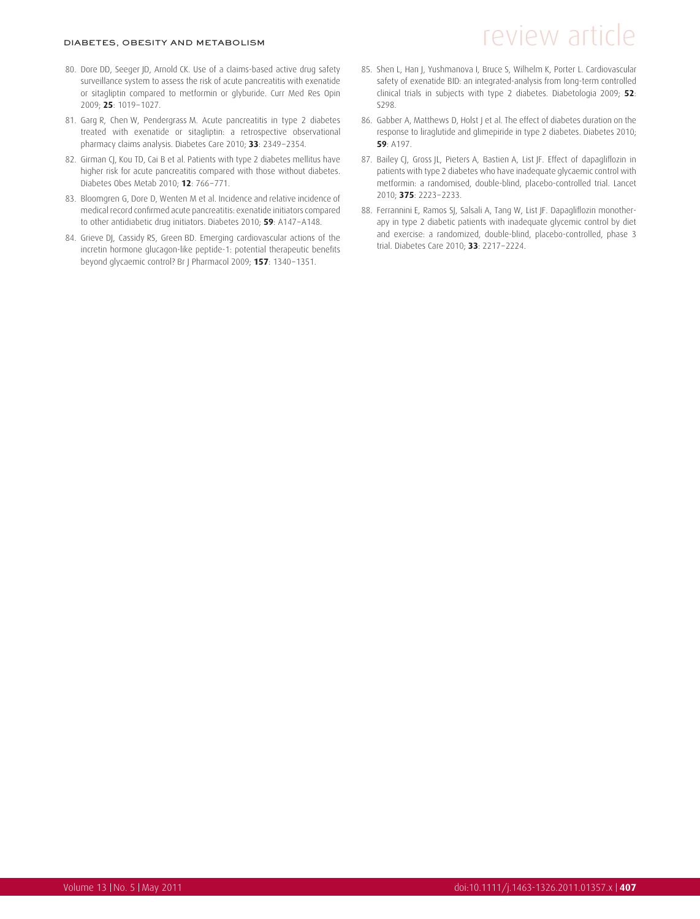80. Dore DD, Seeger JD, Arnold CK. Use of a claims-based active drug safety surveillance system to assess the risk of acute pancreatitis with exenatide or sitagliptin compared to metformin or glyburide. Curr Med Res Opin 2009; **25**: 1019–1027.

81. Garg R, Chen W, Pendergrass M. Acute pancreatitis in type 2 diabetes treated with exenatide or sitagliptin: a retrospective observational pharmacy claims analysis. Diabetes Care 2010; **33**: 2349–2354.

82. Girman CJ, Kou TD, Cai B et al. Patients with type 2 diabetes mellitus have higher risk for acute pancreatitis compared with those without diabetes. Diabetes Obes Metab 2010; **12**: 766–771.

83. Bloomgren G, Dore D, Wenten M et al. Incidence and relative incidence of medical record confirmed acute pancreatitis: exenatide initiators compared to other antidiabetic drug initiators. Diabetes 2010; **59**: A147–A148.

84. Grieve DJ, Cassidy RS, Green BD. Emerging cardiovascular actions of the incretin hormone glucagon-like peptide-1: potential therapeutic benefits beyond glycaemic control? Br J Pharmacol 2009; **157**: 1340–1351.

85. Shen L, Han J, Yushmanova I, Bruce S, Wilhelm K, Porter L. Cardiovascular safety of exenatide BID: an integrated-analysis from long-term controlled clinical trials in subjects with type 2 diabetes. Diabetologia 2009; **52**: S298.

86. Gabber A, Matthews D, Holst J et al. The effect of diabetes duration on the response to liraglutide and glimepiride in type 2 diabetes. Diabetes 2010; **59**: A197.

87. Bailey CJ, Gross JL, Pieters A, Bastien A, List JF. Effect of dapagliflozin in patients with type 2 diabetes who have inadequate glycaemic control with metformin: a randomised, double-blind, placebo-controlled trial. Lancet 2010; **375**: 2223–2233.

88. Ferrannini E, Ramos SJ, Salsali A, Tang W, List JF. Dapagliflozin monotherapy in type 2 diabetic patients with inadequate glycemic control by diet and exercise: a randomized, double-blind, placebo-controlled, phase 3 trial. Diabetes Care 2010; **33**: 2217–2224.